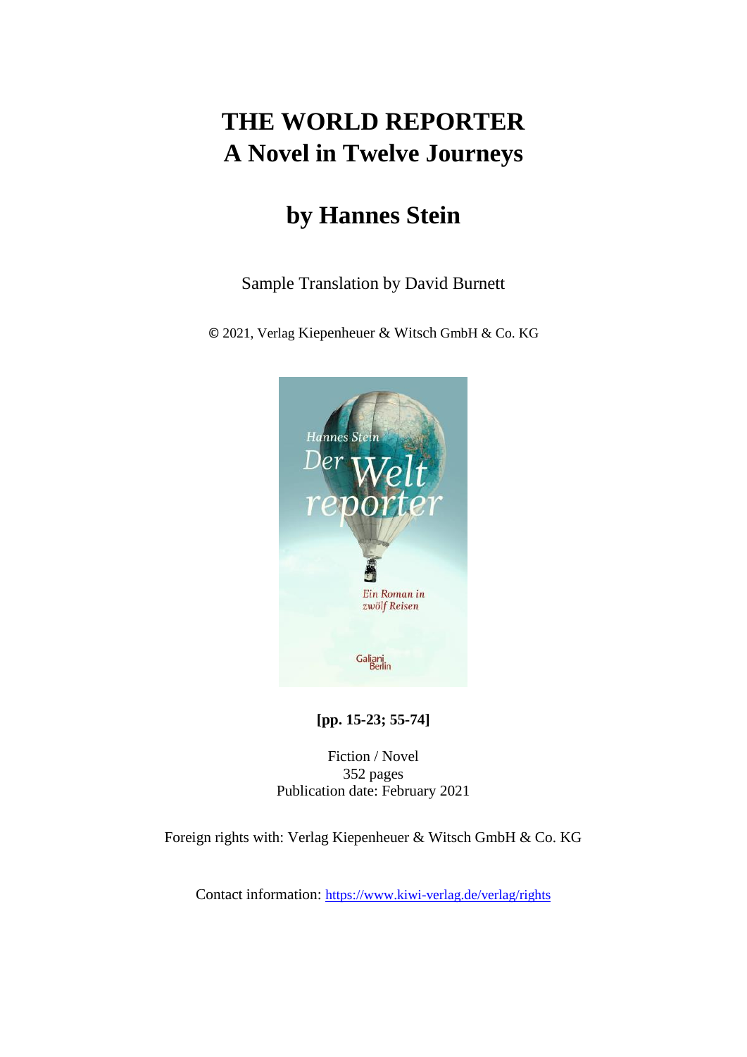# THE WORLD REPORTER
# A Novel in Twelve Journeys

## by Hannes Stein

Sample Translation by David Burnett

© 2021, Verlag Kiepenheuer & Witsch GmbH & Co. KG

**[pp. 15-23; 55-74]**

Fiction / Novel
352 pages
Publication date: February 2021

Foreign rights with: Verlag Kiepenheuer & Witsch GmbH & Co. KG

Contact information: https://www.kiwi-verlag.de/verlag/rights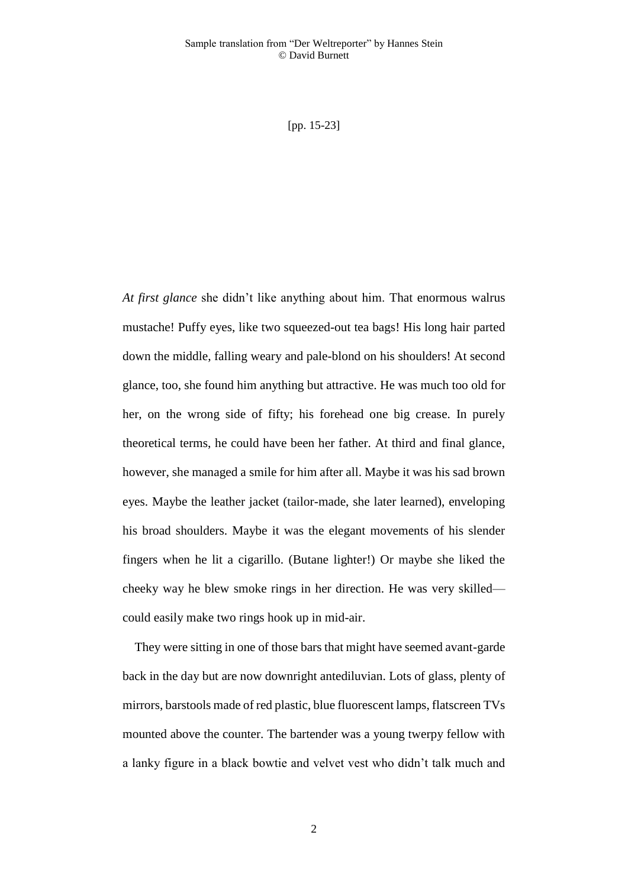[pp. 15-23]

*At first glance* she didn't like anything about him. That enormous walrus mustache! Puffy eyes, like two squeezed-out tea bags! His long hair parted down the middle, falling weary and pale-blond on his shoulders! At second glance, too, she found him anything but attractive. He was much too old for her, on the wrong side of fifty; his forehead one big crease. In purely theoretical terms, he could have been her father. At third and final glance, however, she managed a smile for him after all. Maybe it was his sad brown eyes. Maybe the leather jacket (tailor-made, she later learned), enveloping his broad shoulders. Maybe it was the elegant movements of his slender fingers when he lit a cigarillo. (Butane lighter!) Or maybe she liked the cheeky way he blew smoke rings in her direction. He was very skilled—could easily make two rings hook up in mid-air.

They were sitting in one of those bars that might have seemed avant-garde back in the day but are now downright antediluvian. Lots of glass, plenty of mirrors, barstools made of red plastic, blue fluorescent lamps, flatscreen TVs mounted above the counter. The bartender was a young twerpy fellow with a lanky figure in a black bowtie and velvet vest who didn't talk much and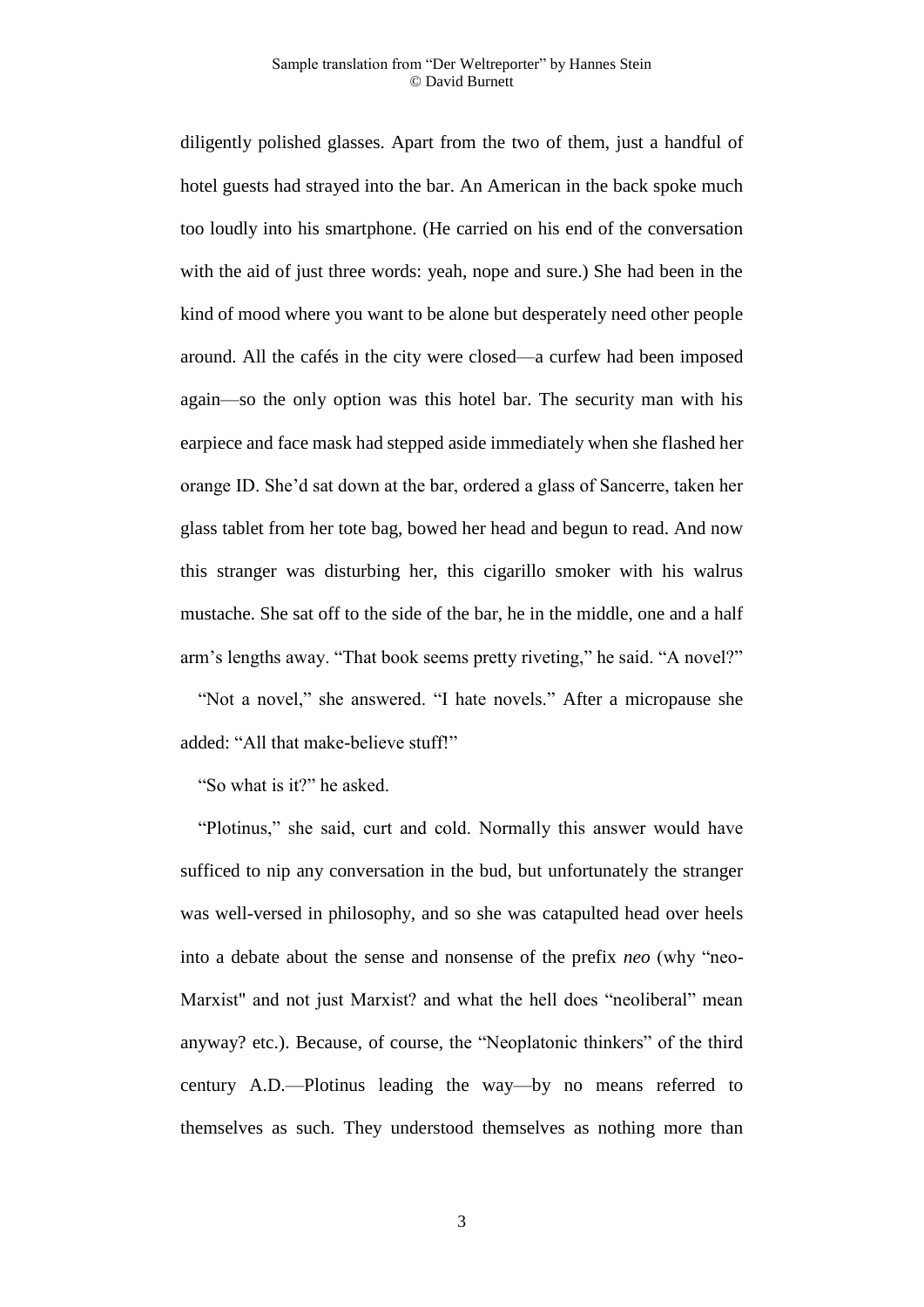diligently polished glasses. Apart from the two of them, just a handful of hotel guests had strayed into the bar. An American in the back spoke much too loudly into his smartphone. (He carried on his end of the conversation with the aid of just three words: yeah, nope and sure.) She had been in the kind of mood where you want to be alone but desperately need other people around. All the cafés in the city were closed—a curfew had been imposed again—so the only option was this hotel bar. The security man with his earpiece and face mask had stepped aside immediately when she flashed her orange ID. She'd sat down at the bar, ordered a glass of Sancerre, taken her glass tablet from her tote bag, bowed her head and begun to read. And now this stranger was disturbing her, this cigarillo smoker with his walrus mustache. She sat off to the side of the bar, he in the middle, one and a half arm's lengths away. "That book seems pretty riveting," he said. "A novel?"

"Not a novel," she answered. "I hate novels." After a micropause she added: "All that make-believe stuff!"

"So what is it?" he asked.

"Plotinus," she said, curt and cold. Normally this answer would have sufficed to nip any conversation in the bud, but unfortunately the stranger was well-versed in philosophy, and so she was catapulted head over heels into a debate about the sense and nonsense of the prefix *neo* (why "neo-Marxist" and not just Marxist? and what the hell does "neoliberal" mean anyway? etc.). Because, of course, the "Neoplatonic thinkers" of the third century A.D.—Plotinus leading the way—by no means referred to themselves as such. They understood themselves as nothing more than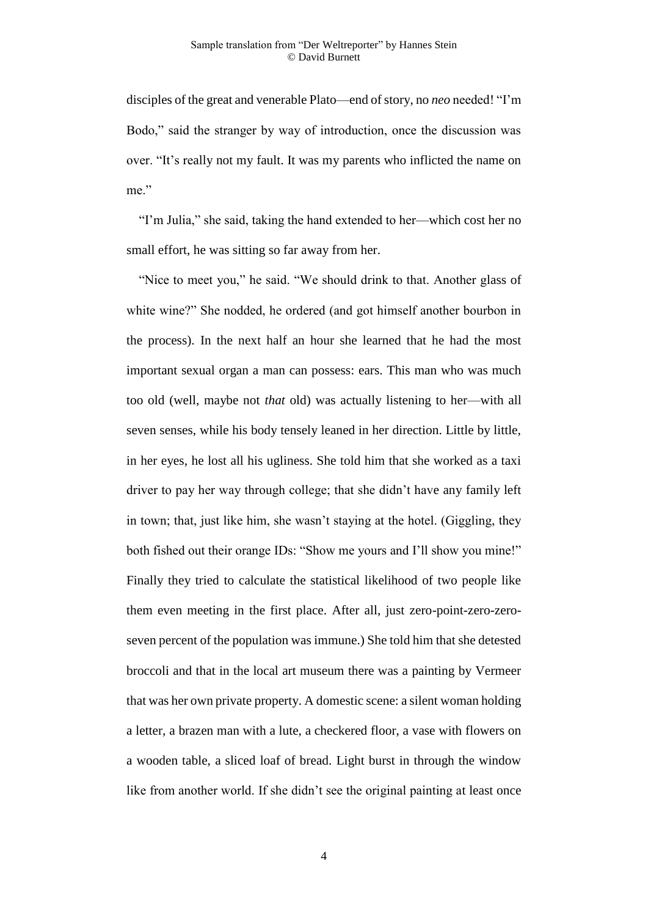disciples of the great and venerable Plato—end of story, no *neo* needed! "I'm Bodo," said the stranger by way of introduction, once the discussion was over. "It's really not my fault. It was my parents who inflicted the name on me."

"I'm Julia," she said, taking the hand extended to her—which cost her no small effort, he was sitting so far away from her.

"Nice to meet you," he said. "We should drink to that. Another glass of white wine?" She nodded, he ordered (and got himself another bourbon in the process). In the next half an hour she learned that he had the most important sexual organ a man can possess: ears. This man who was much too old (well, maybe not *that* old) was actually listening to her—with all seven senses, while his body tensely leaned in her direction. Little by little, in her eyes, he lost all his ugliness. She told him that she worked as a taxi driver to pay her way through college; that she didn't have any family left in town; that, just like him, she wasn't staying at the hotel. (Giggling, they both fished out their orange IDs: "Show me yours and I'll show you mine!" Finally they tried to calculate the statistical likelihood of two people like them even meeting in the first place. After all, just zero-point-zero-zero-seven percent of the population was immune.) She told him that she detested broccoli and that in the local art museum there was a painting by Vermeer that was her own private property. A domestic scene: a silent woman holding a letter, a brazen man with a lute, a checkered floor, a vase with flowers on a wooden table, a sliced loaf of bread. Light burst in through the window like from another world. If she didn't see the original painting at least once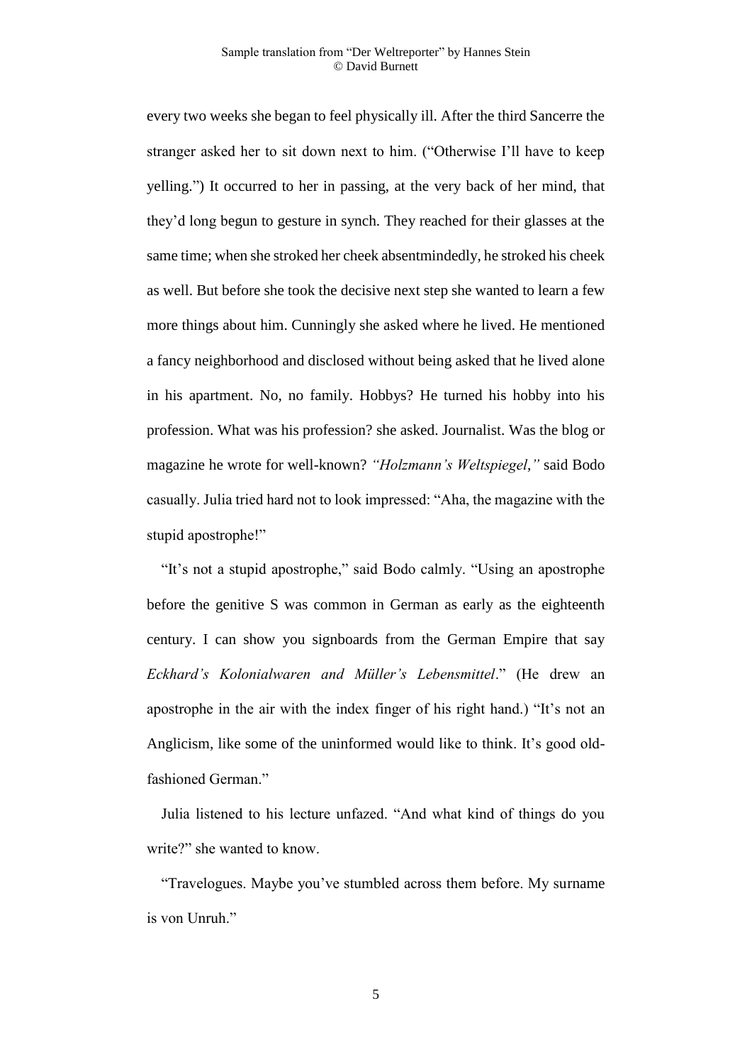every two weeks she began to feel physically ill. After the third Sancerre the stranger asked her to sit down next to him. ("Otherwise I'll have to keep yelling.") It occurred to her in passing, at the very back of her mind, that they'd long begun to gesture in synch. They reached for their glasses at the same time; when she stroked her cheek absentmindedly, he stroked his cheek as well. But before she took the decisive next step she wanted to learn a few more things about him. Cunningly she asked where he lived. He mentioned a fancy neighborhood and disclosed without being asked that he lived alone in his apartment. No, no family. Hobbys? He turned his hobby into his profession. What was his profession? she asked. Journalist. Was the blog or magazine he wrote for well-known? *"Holzmann's Weltspiegel*,*"* said Bodo casually. Julia tried hard not to look impressed: "Aha, the magazine with the stupid apostrophe!"

"It's not a stupid apostrophe," said Bodo calmly. "Using an apostrophe before the genitive S was common in German as early as the eighteenth century. I can show you signboards from the German Empire that say *Eckhard's Kolonialwaren and Müller's Lebensmittel*." (He drew an apostrophe in the air with the index finger of his right hand.) "It's not an Anglicism, like some of the uninformed would like to think. It's good old-fashioned German."

Julia listened to his lecture unfazed. "And what kind of things do you write?" she wanted to know.

"Travelogues. Maybe you've stumbled across them before. My surname is von Unruh."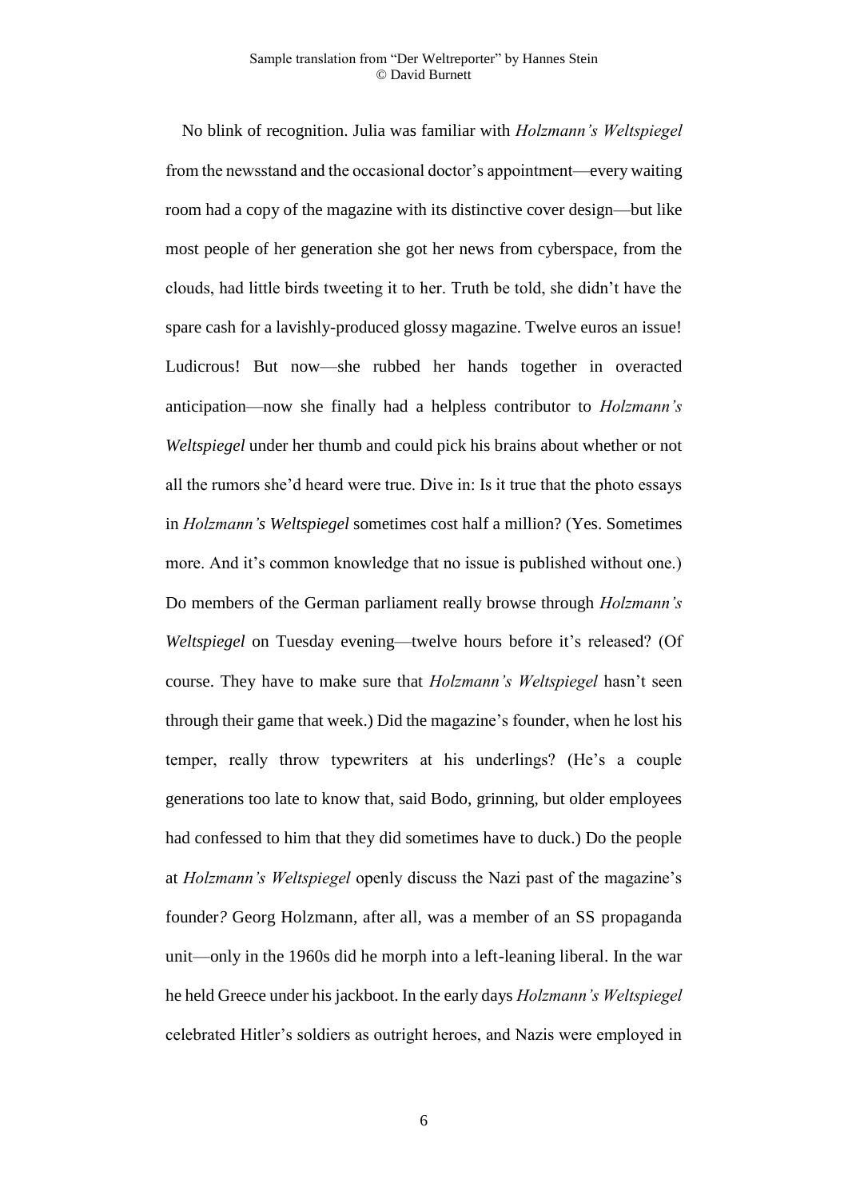No blink of recognition. Julia was familiar with *Holzmann's Weltspiegel* from the newsstand and the occasional doctor's appointment—every waiting room had a copy of the magazine with its distinctive cover design—but like most people of her generation she got her news from cyberspace, from the clouds, had little birds tweeting it to her. Truth be told, she didn't have the spare cash for a lavishly-produced glossy magazine. Twelve euros an issue! Ludicrous! But now—she rubbed her hands together in overacted anticipation—now she finally had a helpless contributor to *Holzmann's Weltspiegel* under her thumb and could pick his brains about whether or not all the rumors she'd heard were true. Dive in: Is it true that the photo essays in *Holzmann's Weltspiegel* sometimes cost half a million? (Yes. Sometimes more. And it's common knowledge that no issue is published without one.) Do members of the German parliament really browse through *Holzmann's Weltspiegel* on Tuesday evening—twelve hours before it's released? (Of course. They have to make sure that *Holzmann's Weltspiegel* hasn't seen through their game that week.) Did the magazine's founder, when he lost his temper, really throw typewriters at his underlings? (He's a couple generations too late to know that, said Bodo, grinning, but older employees had confessed to him that they did sometimes have to duck.) Do the people at *Holzmann's Weltspiegel* openly discuss the Nazi past of the magazine's founder? Georg Holzmann, after all, was a member of an SS propaganda unit—only in the 1960s did he morph into a left-leaning liberal. In the war he held Greece under his jackboot. In the early days *Holzmann's Weltspiegel* celebrated Hitler's soldiers as outright heroes, and Nazis were employed in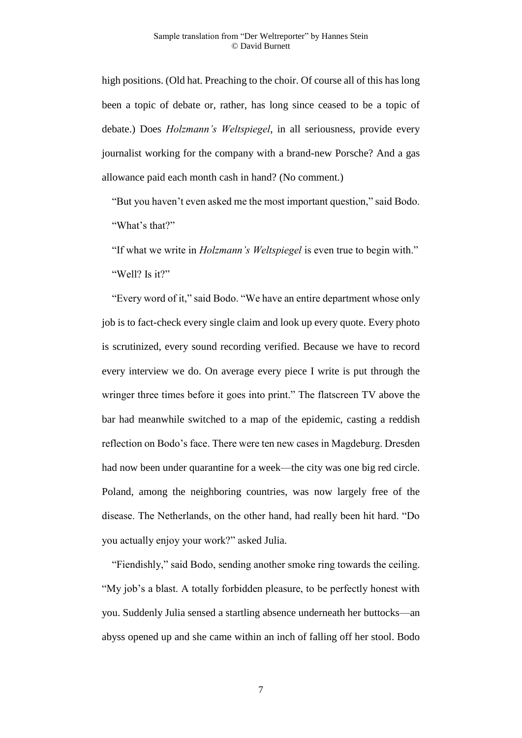high positions. (Old hat. Preaching to the choir. Of course all of this has long been a topic of debate or, rather, has long since ceased to be a topic of debate.) Does *Holzmann's Weltspiegel*, in all seriousness, provide every journalist working for the company with a brand-new Porsche? And a gas allowance paid each month cash in hand? (No comment.)

"But you haven't even asked me the most important question," said Bodo.

"What's that?"

"If what we write in *Holzmann's Weltspiegel* is even true to begin with."

"Well? Is it?"

"Every word of it," said Bodo. "We have an entire department whose only job is to fact-check every single claim and look up every quote. Every photo is scrutinized, every sound recording verified. Because we have to record every interview we do. On average every piece I write is put through the wringer three times before it goes into print." The flatscreen TV above the bar had meanwhile switched to a map of the epidemic, casting a reddish reflection on Bodo's face. There were ten new cases in Magdeburg. Dresden had now been under quarantine for a week—the city was one big red circle. Poland, among the neighboring countries, was now largely free of the disease. The Netherlands, on the other hand, had really been hit hard. "Do you actually enjoy your work?" asked Julia.

"Fiendishly," said Bodo, sending another smoke ring towards the ceiling. "My job's a blast. A totally forbidden pleasure, to be perfectly honest with you. Suddenly Julia sensed a startling absence underneath her buttocks—an abyss opened up and she came within an inch of falling off her stool. Bodo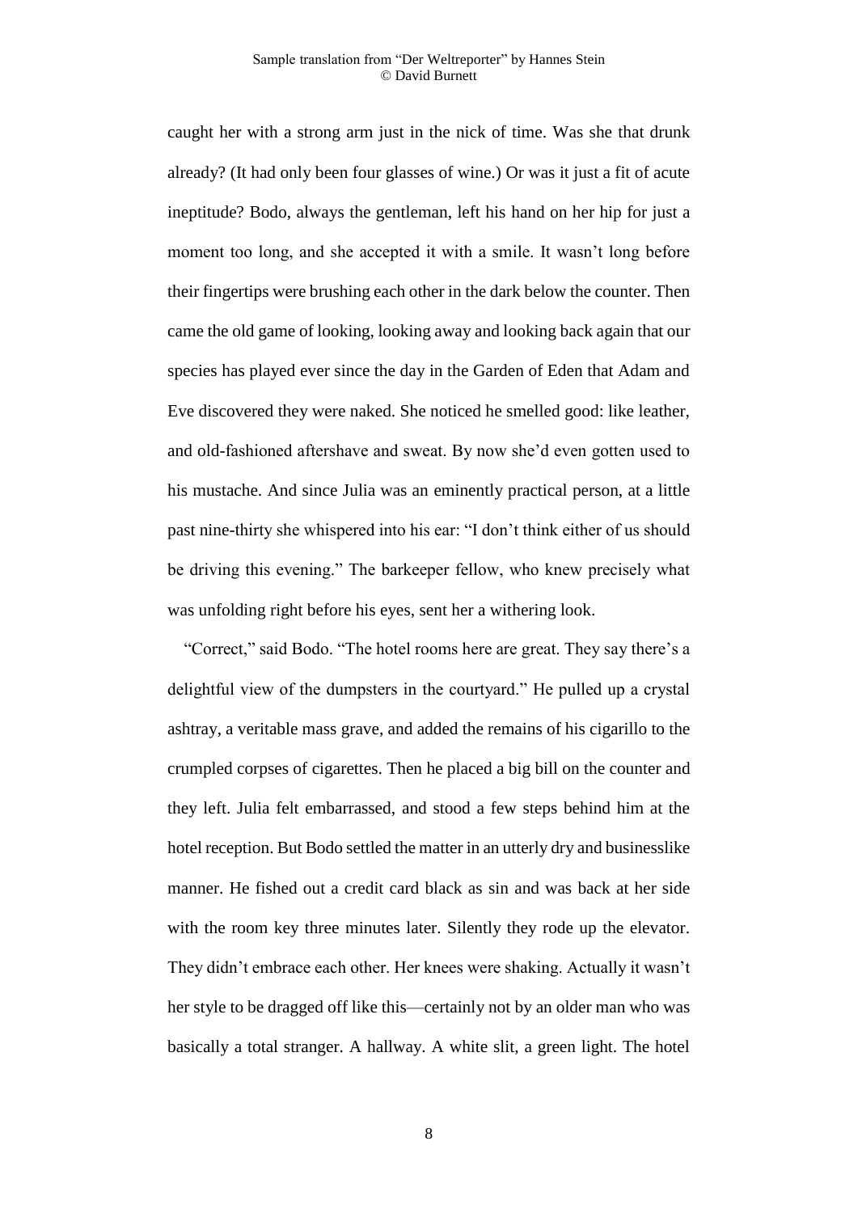caught her with a strong arm just in the nick of time. Was she that drunk already? (It had only been four glasses of wine.) Or was it just a fit of acute ineptitude? Bodo, always the gentleman, left his hand on her hip for just a moment too long, and she accepted it with a smile. It wasn't long before their fingertips were brushing each other in the dark below the counter. Then came the old game of looking, looking away and looking back again that our species has played ever since the day in the Garden of Eden that Adam and Eve discovered they were naked. She noticed he smelled good: like leather, and old-fashioned aftershave and sweat. By now she'd even gotten used to his mustache. And since Julia was an eminently practical person, at a little past nine-thirty she whispered into his ear: "I don't think either of us should be driving this evening." The barkeeper fellow, who knew precisely what was unfolding right before his eyes, sent her a withering look.

"Correct," said Bodo. "The hotel rooms here are great. They say there's a delightful view of the dumpsters in the courtyard." He pulled up a crystal ashtray, a veritable mass grave, and added the remains of his cigarillo to the crumpled corpses of cigarettes. Then he placed a big bill on the counter and they left. Julia felt embarrassed, and stood a few steps behind him at the hotel reception. But Bodo settled the matter in an utterly dry and businesslike manner. He fished out a credit card black as sin and was back at her side with the room key three minutes later. Silently they rode up the elevator. They didn't embrace each other. Her knees were shaking. Actually it wasn't her style to be dragged off like this—certainly not by an older man who was basically a total stranger. A hallway. A white slit, a green light. The hotel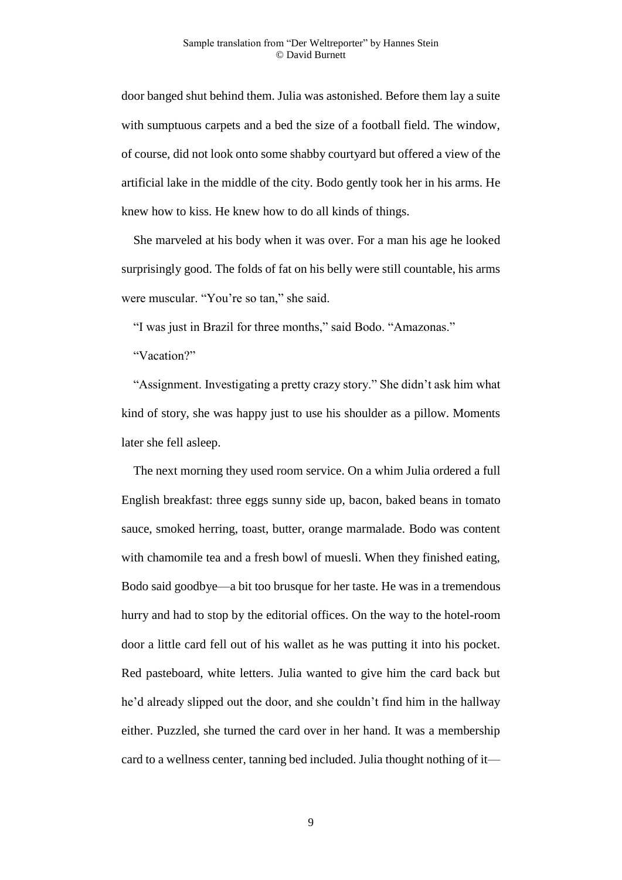door banged shut behind them. Julia was astonished. Before them lay a suite with sumptuous carpets and a bed the size of a football field. The window, of course, did not look onto some shabby courtyard but offered a view of the artificial lake in the middle of the city. Bodo gently took her in his arms. He knew how to kiss. He knew how to do all kinds of things.

She marveled at his body when it was over. For a man his age he looked surprisingly good. The folds of fat on his belly were still countable, his arms were muscular. "You're so tan," she said.

"I was just in Brazil for three months," said Bodo. "Amazonas."

"Vacation?"

"Assignment. Investigating a pretty crazy story." She didn't ask him what kind of story, she was happy just to use his shoulder as a pillow. Moments later she fell asleep.

The next morning they used room service. On a whim Julia ordered a full English breakfast: three eggs sunny side up, bacon, baked beans in tomato sauce, smoked herring, toast, butter, orange marmalade. Bodo was content with chamomile tea and a fresh bowl of muesli. When they finished eating, Bodo said goodbye—a bit too brusque for her taste. He was in a tremendous hurry and had to stop by the editorial offices. On the way to the hotel-room door a little card fell out of his wallet as he was putting it into his pocket. Red pasteboard, white letters. Julia wanted to give him the card back but he'd already slipped out the door, and she couldn't find him in the hallway either. Puzzled, she turned the card over in her hand. It was a membership card to a wellness center, tanning bed included. Julia thought nothing of it—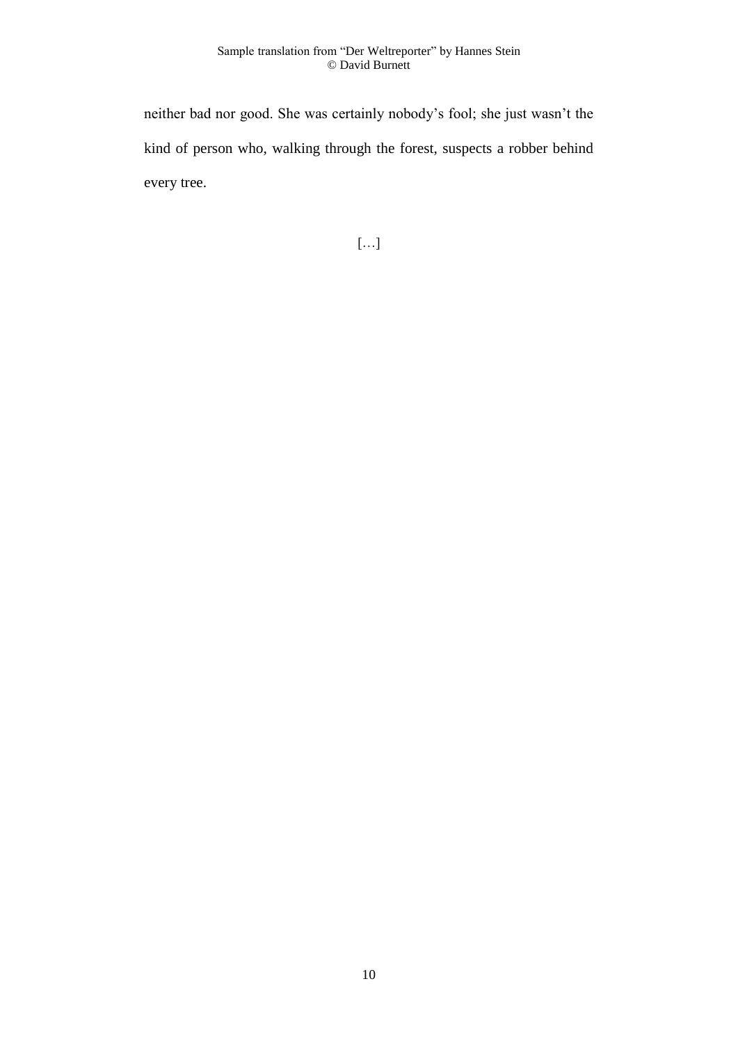neither bad nor good. She was certainly nobody’s fool; she just wasn’t the kind of person who, walking through the forest, suspects a robber behind every tree.

[…]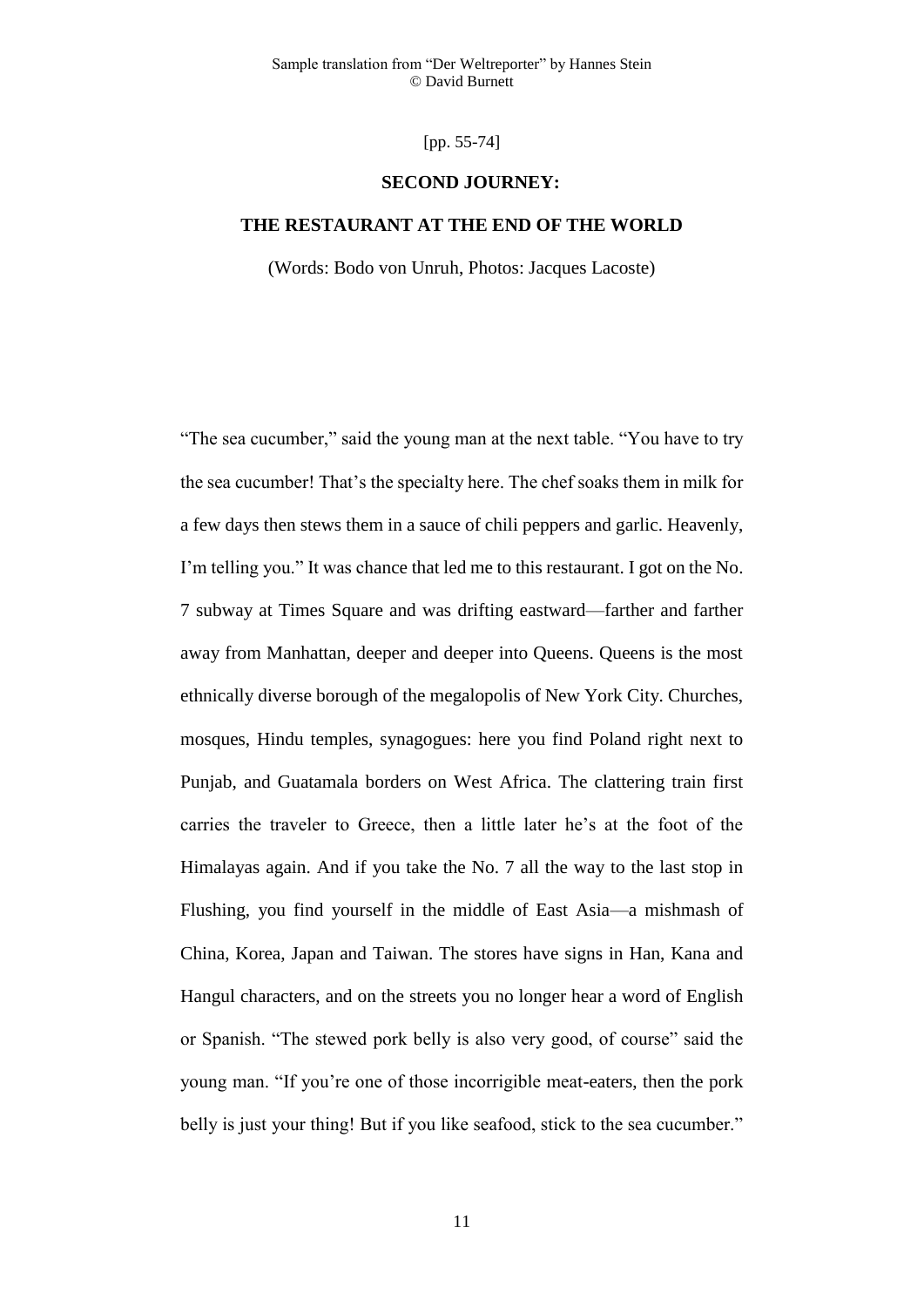[pp. 55-74]

## SECOND JOURNEY:

## THE RESTAURANT AT THE END OF THE WORLD

(Words: Bodo von Unruh, Photos: Jacques Lacoste)

"The sea cucumber," said the young man at the next table. "You have to try the sea cucumber! That's the specialty here. The chef soaks them in milk for a few days then stews them in a sauce of chili peppers and garlic. Heavenly, I'm telling you." It was chance that led me to this restaurant. I got on the No. 7 subway at Times Square and was drifting eastward—farther and farther away from Manhattan, deeper and deeper into Queens. Queens is the most ethnically diverse borough of the megalopolis of New York City. Churches, mosques, Hindu temples, synagogues: here you find Poland right next to Punjab, and Guatamala borders on West Africa. The clattering train first carries the traveler to Greece, then a little later he's at the foot of the Himalayas again. And if you take the No. 7 all the way to the last stop in Flushing, you find yourself in the middle of East Asia—a mishmash of China, Korea, Japan and Taiwan. The stores have signs in Han, Kana and Hangul characters, and on the streets you no longer hear a word of English or Spanish. "The stewed pork belly is also very good, of course" said the young man. "If you're one of those incorrigible meat-eaters, then the pork belly is just your thing! But if you like seafood, stick to the sea cucumber."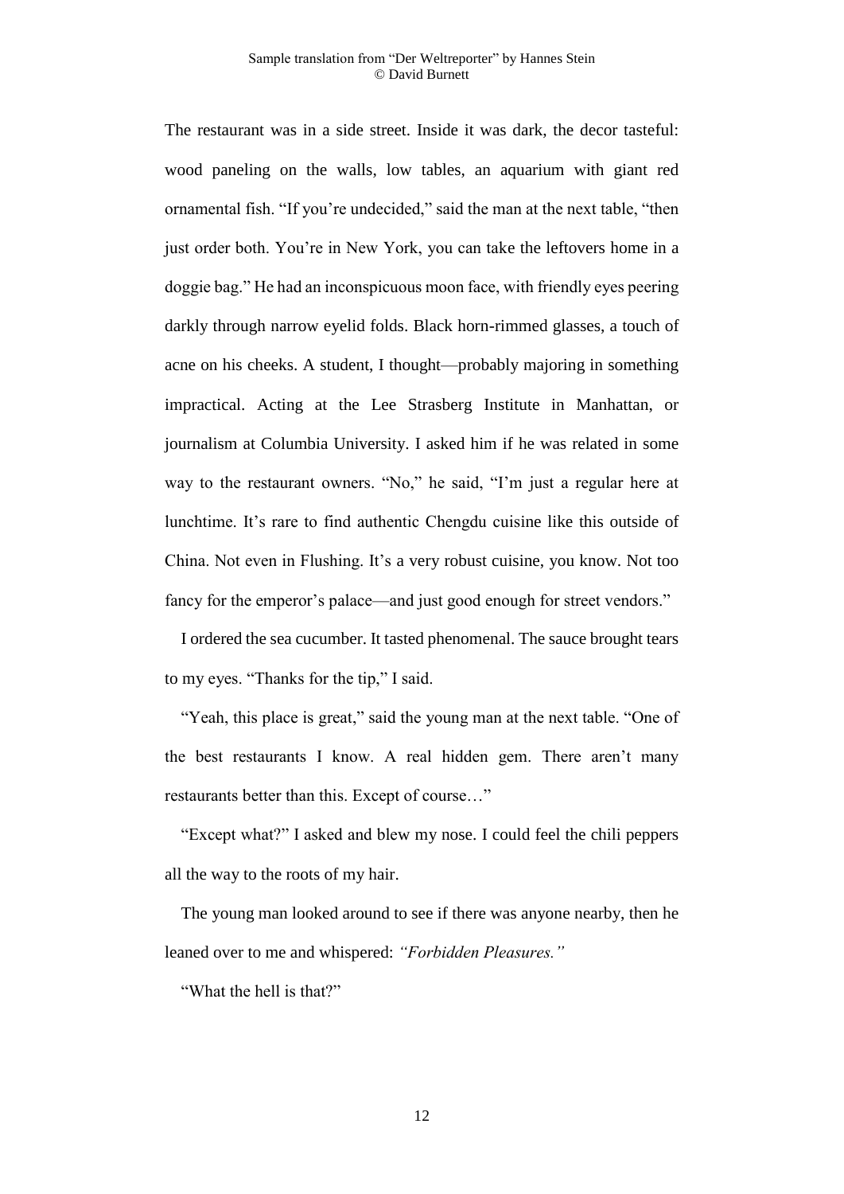The restaurant was in a side street. Inside it was dark, the decor tasteful: wood paneling on the walls, low tables, an aquarium with giant red ornamental fish. “If you’re undecided,” said the man at the next table, “then just order both. You’re in New York, you can take the leftovers home in a doggie bag.” He had an inconspicuous moon face, with friendly eyes peering darkly through narrow eyelid folds. Black horn-rimmed glasses, a touch of acne on his cheeks. A student, I thought—probably majoring in something impractical. Acting at the Lee Strasberg Institute in Manhattan, or journalism at Columbia University. I asked him if he was related in some way to the restaurant owners. “No,” he said, “I’m just a regular here at lunchtime. It’s rare to find authentic Chengdu cuisine like this outside of China. Not even in Flushing. It’s a very robust cuisine, you know. Not too fancy for the emperor’s palace—and just good enough for street vendors.”

I ordered the sea cucumber. It tasted phenomenal. The sauce brought tears to my eyes. “Thanks for the tip,” I said.

“Yeah, this place is great,” said the young man at the next table. “One of the best restaurants I know. A real hidden gem. There aren’t many restaurants better than this. Except of course…”

“Except what?” I asked and blew my nose. I could feel the chili peppers all the way to the roots of my hair.

The young man looked around to see if there was anyone nearby, then he leaned over to me and whispered: *“Forbidden Pleasures.”*

“What the hell is that?”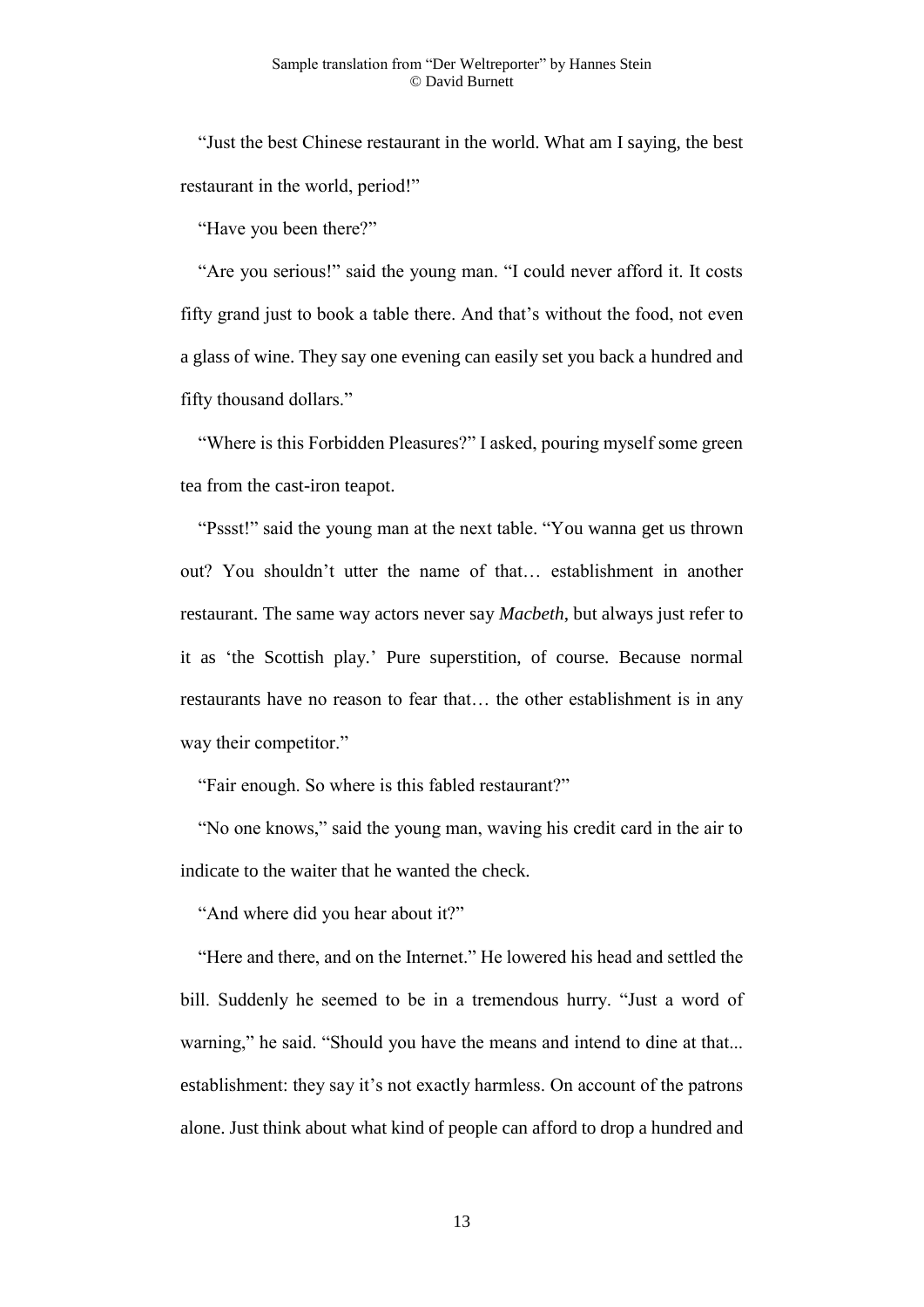"Just the best Chinese restaurant in the world. What am I saying, the best restaurant in the world, period!"

"Have you been there?"

"Are you serious!" said the young man. "I could never afford it. It costs fifty grand just to book a table there. And that's without the food, not even a glass of wine. They say one evening can easily set you back a hundred and fifty thousand dollars."

"Where is this Forbidden Pleasures?" I asked, pouring myself some green tea from the cast-iron teapot.

"Pssst!" said the young man at the next table. "You wanna get us thrown out? You shouldn't utter the name of that… establishment in another restaurant. The same way actors never say *Macbeth*, but always just refer to it as 'the Scottish play.' Pure superstition, of course. Because normal restaurants have no reason to fear that… the other establishment is in any way their competitor."

"Fair enough. So where is this fabled restaurant?"

"No one knows," said the young man, waving his credit card in the air to indicate to the waiter that he wanted the check.

"And where did you hear about it?"

"Here and there, and on the Internet." He lowered his head and settled the bill. Suddenly he seemed to be in a tremendous hurry. "Just a word of warning," he said. "Should you have the means and intend to dine at that... establishment: they say it's not exactly harmless. On account of the patrons alone. Just think about what kind of people can afford to drop a hundred and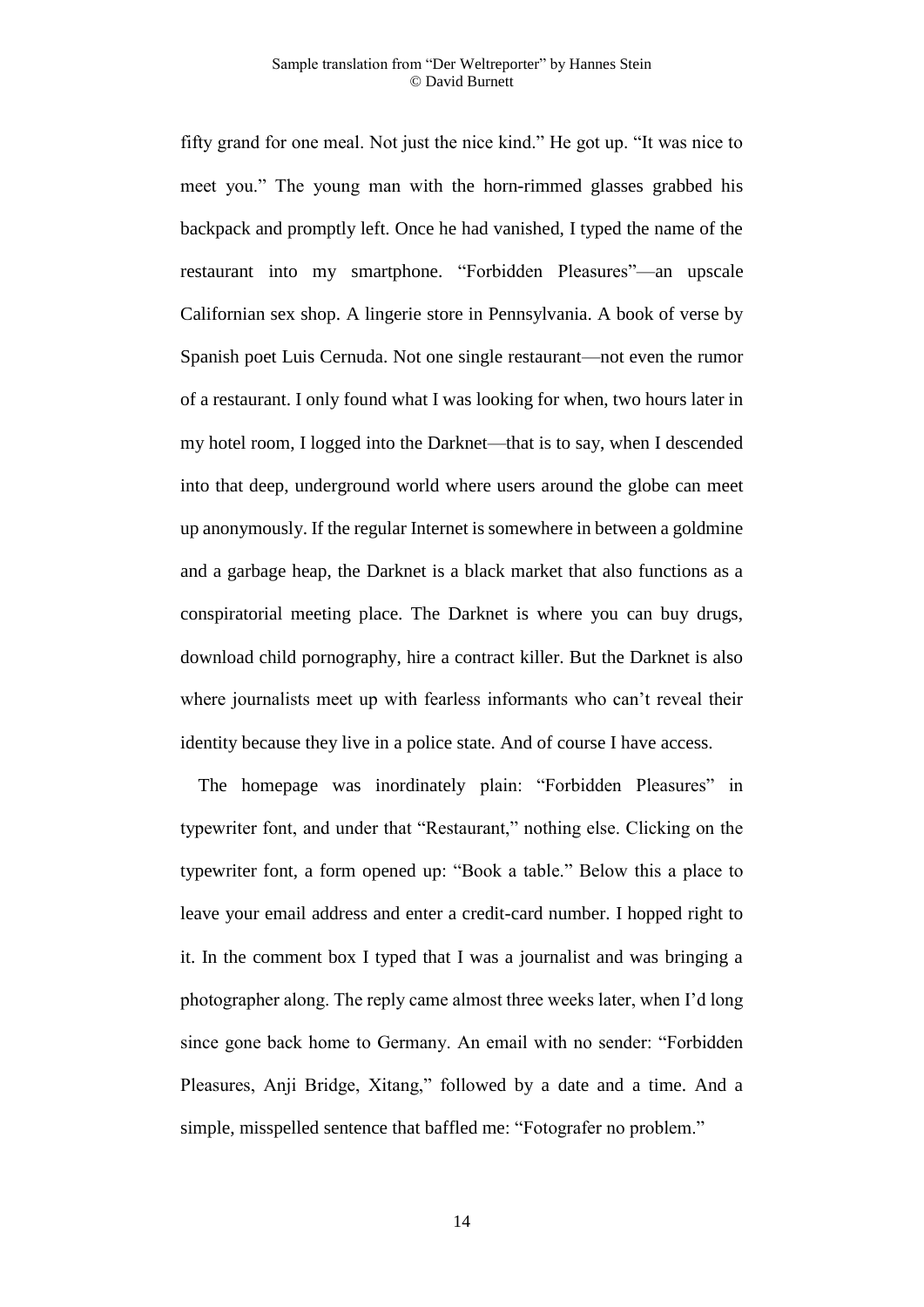fifty grand for one meal. Not just the nice kind." He got up. "It was nice to meet you." The young man with the horn-rimmed glasses grabbed his backpack and promptly left. Once he had vanished, I typed the name of the restaurant into my smartphone. "Forbidden Pleasures"—an upscale Californian sex shop. A lingerie store in Pennsylvania. A book of verse by Spanish poet Luis Cernuda. Not one single restaurant—not even the rumor of a restaurant. I only found what I was looking for when, two hours later in my hotel room, I logged into the Darknet—that is to say, when I descended into that deep, underground world where users around the globe can meet up anonymously. If the regular Internet is somewhere in between a goldmine and a garbage heap, the Darknet is a black market that also functions as a conspiratorial meeting place. The Darknet is where you can buy drugs, download child pornography, hire a contract killer. But the Darknet is also where journalists meet up with fearless informants who can't reveal their identity because they live in a police state. And of course I have access.

The homepage was inordinately plain: "Forbidden Pleasures" in typewriter font, and under that "Restaurant," nothing else. Clicking on the typewriter font, a form opened up: "Book a table." Below this a place to leave your email address and enter a credit-card number. I hopped right to it. In the comment box I typed that I was a journalist and was bringing a photographer along. The reply came almost three weeks later, when I'd long since gone back home to Germany. An email with no sender: "Forbidden Pleasures, Anji Bridge, Xitang," followed by a date and a time. And a simple, misspelled sentence that baffled me: "Fotografer no problem."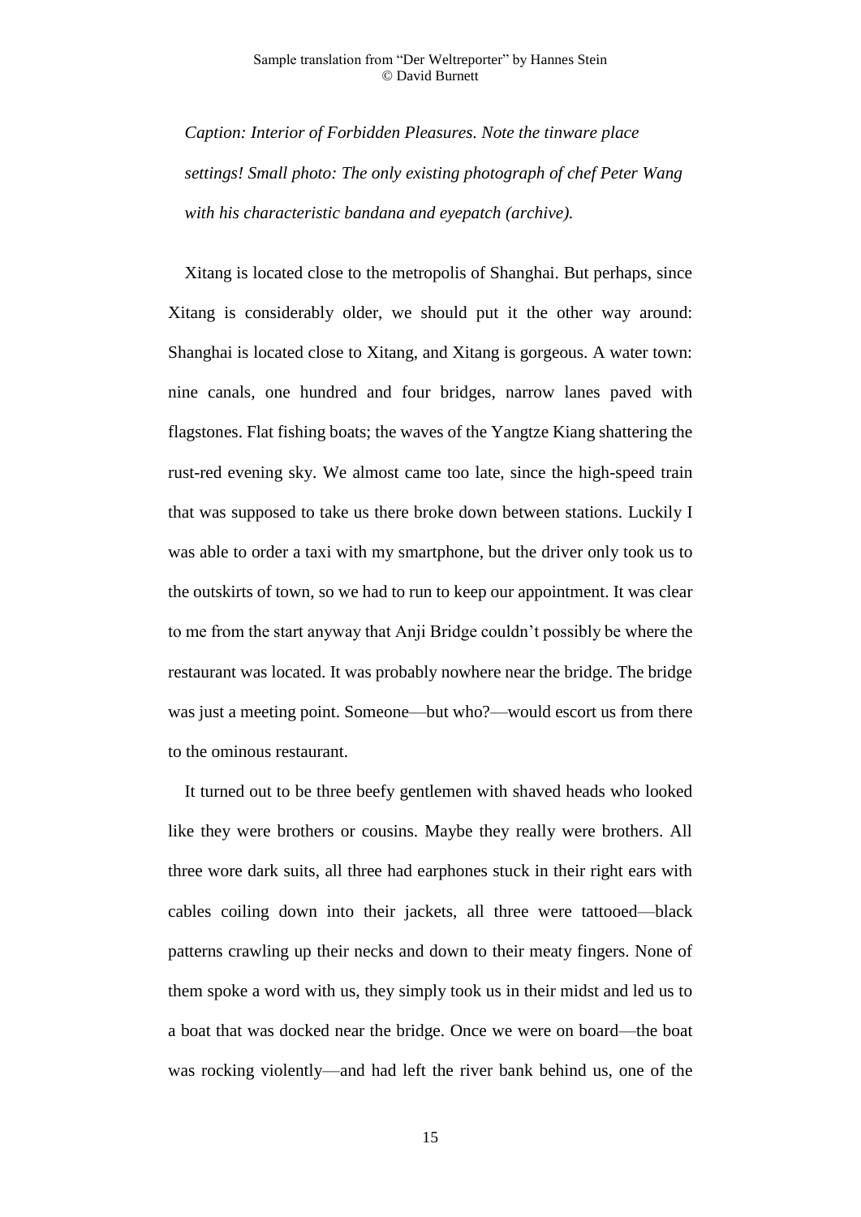*Caption: Interior of Forbidden Pleasures. Note the tinware place settings! Small photo: The only existing photograph of chef Peter Wang with his characteristic bandana and eyepatch (archive).*

Xitang is located close to the metropolis of Shanghai. But perhaps, since Xitang is considerably older, we should put it the other way around: Shanghai is located close to Xitang, and Xitang is gorgeous. A water town: nine canals, one hundred and four bridges, narrow lanes paved with flagstones. Flat fishing boats; the waves of the Yangtze Kiang shattering the rust-red evening sky. We almost came too late, since the high-speed train that was supposed to take us there broke down between stations. Luckily I was able to order a taxi with my smartphone, but the driver only took us to the outskirts of town, so we had to run to keep our appointment. It was clear to me from the start anyway that Anji Bridge couldn't possibly be where the restaurant was located. It was probably nowhere near the bridge. The bridge was just a meeting point. Someone—but who?—would escort us from there to the ominous restaurant.

It turned out to be three beefy gentlemen with shaved heads who looked like they were brothers or cousins. Maybe they really were brothers. All three wore dark suits, all three had earphones stuck in their right ears with cables coiling down into their jackets, all three were tattooed—black patterns crawling up their necks and down to their meaty fingers. None of them spoke a word with us, they simply took us in their midst and led us to a boat that was docked near the bridge. Once we were on board—the boat was rocking violently—and had left the river bank behind us, one of the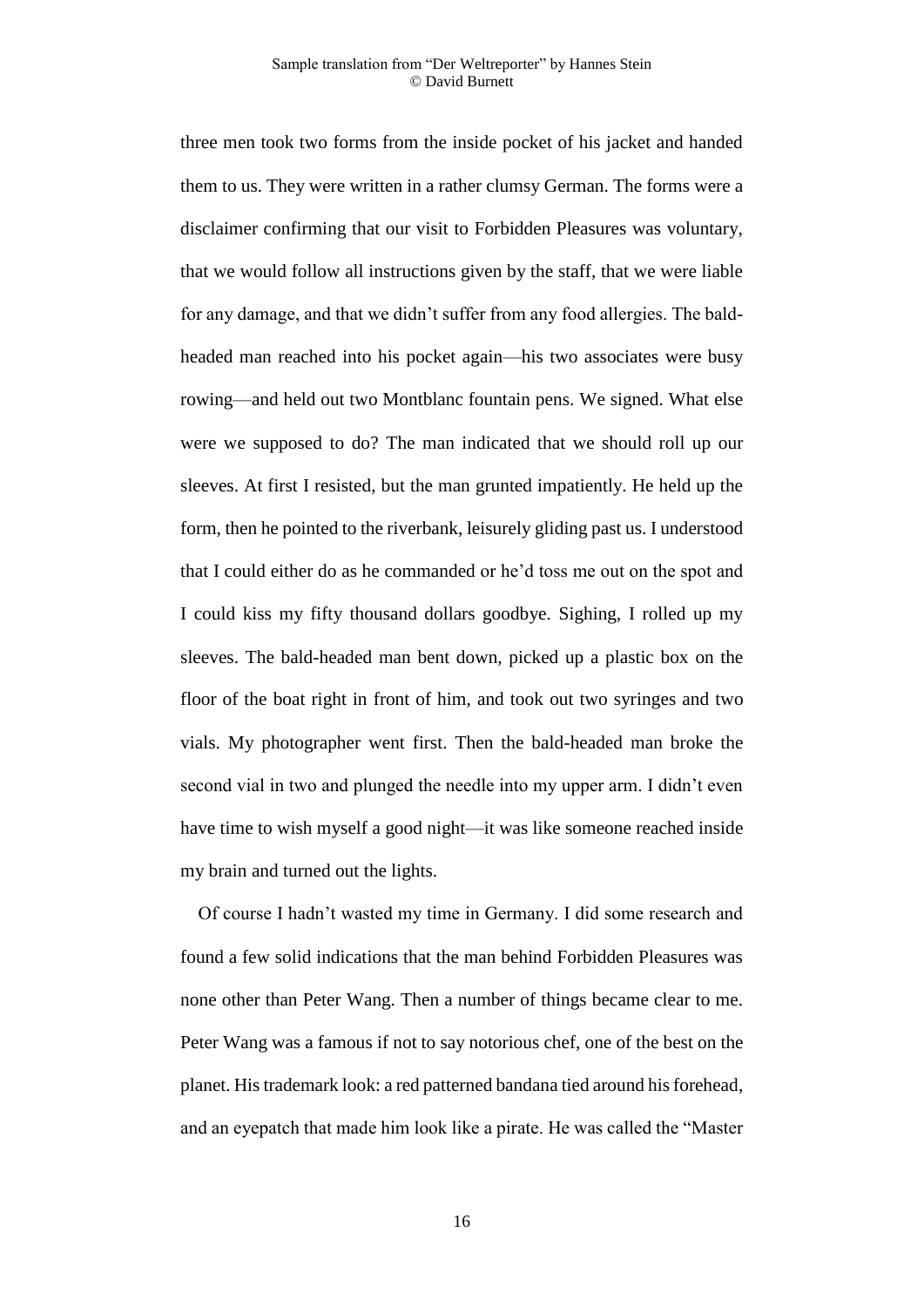three men took two forms from the inside pocket of his jacket and handed them to us. They were written in a rather clumsy German. The forms were a disclaimer confirming that our visit to Forbidden Pleasures was voluntary, that we would follow all instructions given by the staff, that we were liable for any damage, and that we didn't suffer from any food allergies. The bald-headed man reached into his pocket again—his two associates were busy rowing—and held out two Montblanc fountain pens. We signed. What else were we supposed to do? The man indicated that we should roll up our sleeves. At first I resisted, but the man grunted impatiently. He held up the form, then he pointed to the riverbank, leisurely gliding past us. I understood that I could either do as he commanded or he'd toss me out on the spot and I could kiss my fifty thousand dollars goodbye. Sighing, I rolled up my sleeves. The bald-headed man bent down, picked up a plastic box on the floor of the boat right in front of him, and took out two syringes and two vials. My photographer went first. Then the bald-headed man broke the second vial in two and plunged the needle into my upper arm. I didn't even have time to wish myself a good night—it was like someone reached inside my brain and turned out the lights.

Of course I hadn't wasted my time in Germany. I did some research and found a few solid indications that the man behind Forbidden Pleasures was none other than Peter Wang. Then a number of things became clear to me. Peter Wang was a famous if not to say notorious chef, one of the best on the planet. His trademark look: a red patterned bandana tied around his forehead, and an eyepatch that made him look like a pirate. He was called the "Master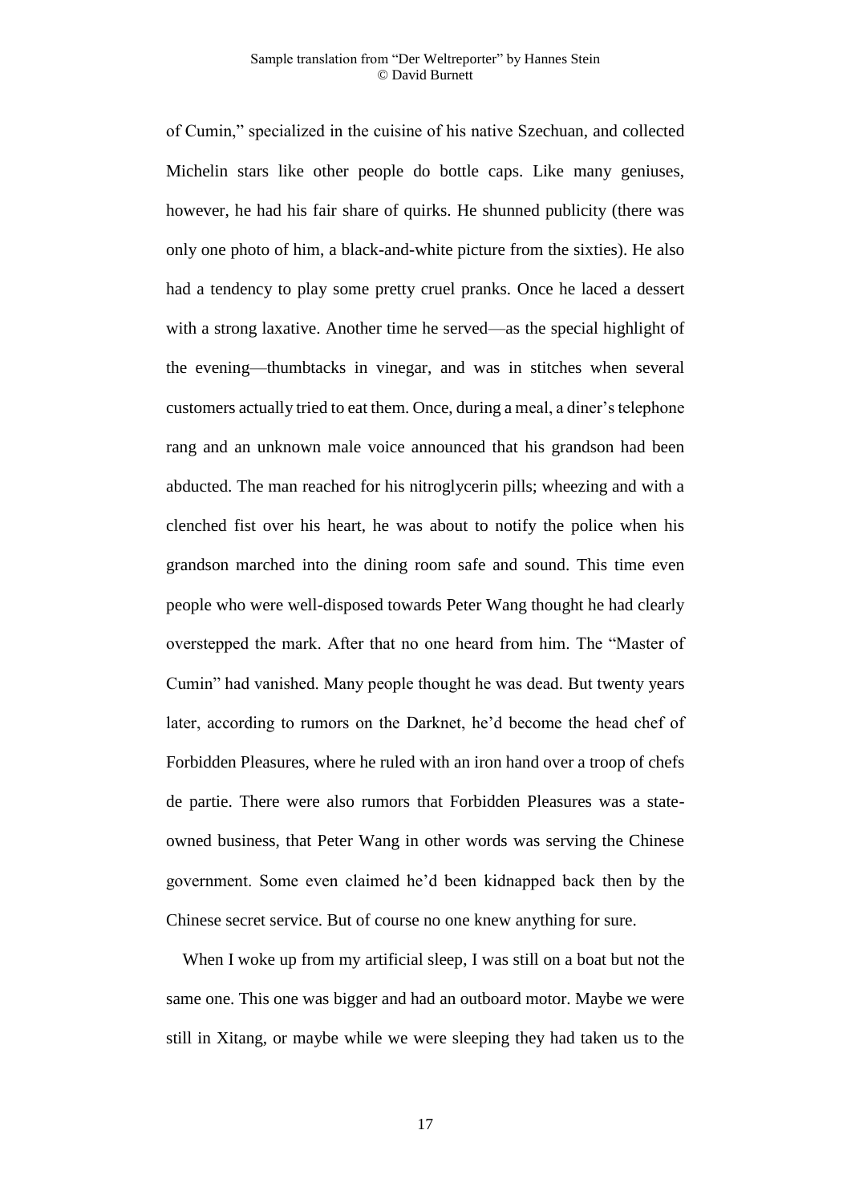of Cumin," specialized in the cuisine of his native Szechuan, and collected Michelin stars like other people do bottle caps. Like many geniuses, however, he had his fair share of quirks. He shunned publicity (there was only one photo of him, a black-and-white picture from the sixties). He also had a tendency to play some pretty cruel pranks. Once he laced a dessert with a strong laxative. Another time he served—as the special highlight of the evening—thumbtacks in vinegar, and was in stitches when several customers actually tried to eat them. Once, during a meal, a diner's telephone rang and an unknown male voice announced that his grandson had been abducted. The man reached for his nitroglycerin pills; wheezing and with a clenched fist over his heart, he was about to notify the police when his grandson marched into the dining room safe and sound. This time even people who were well-disposed towards Peter Wang thought he had clearly overstepped the mark. After that no one heard from him. The "Master of Cumin" had vanished. Many people thought he was dead. But twenty years later, according to rumors on the Darknet, he'd become the head chef of Forbidden Pleasures, where he ruled with an iron hand over a troop of chefs de partie. There were also rumors that Forbidden Pleasures was a state-owned business, that Peter Wang in other words was serving the Chinese government. Some even claimed he'd been kidnapped back then by the Chinese secret service. But of course no one knew anything for sure.

When I woke up from my artificial sleep, I was still on a boat but not the same one. This one was bigger and had an outboard motor. Maybe we were still in Xitang, or maybe while we were sleeping they had taken us to the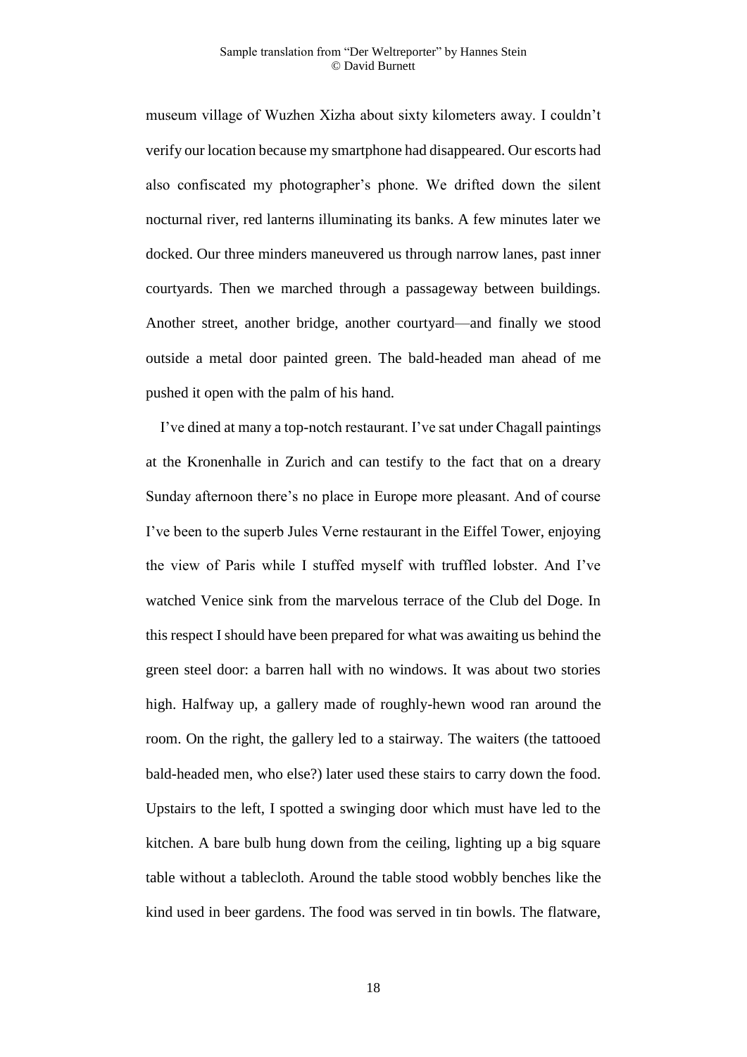museum village of Wuzhen Xizha about sixty kilometers away. I couldn't verify our location because my smartphone had disappeared. Our escorts had also confiscated my photographer's phone. We drifted down the silent nocturnal river, red lanterns illuminating its banks. A few minutes later we docked. Our three minders maneuvered us through narrow lanes, past inner courtyards. Then we marched through a passageway between buildings. Another street, another bridge, another courtyard—and finally we stood outside a metal door painted green. The bald-headed man ahead of me pushed it open with the palm of his hand.

I've dined at many a top-notch restaurant. I've sat under Chagall paintings at the Kronenhalle in Zurich and can testify to the fact that on a dreary Sunday afternoon there's no place in Europe more pleasant. And of course I've been to the superb Jules Verne restaurant in the Eiffel Tower, enjoying the view of Paris while I stuffed myself with truffled lobster. And I've watched Venice sink from the marvelous terrace of the Club del Doge. In this respect I should have been prepared for what was awaiting us behind the green steel door: a barren hall with no windows. It was about two stories high. Halfway up, a gallery made of roughly-hewn wood ran around the room. On the right, the gallery led to a stairway. The waiters (the tattooed bald-headed men, who else?) later used these stairs to carry down the food. Upstairs to the left, I spotted a swinging door which must have led to the kitchen. A bare bulb hung down from the ceiling, lighting up a big square table without a tablecloth. Around the table stood wobbly benches like the kind used in beer gardens. The food was served in tin bowls. The flatware,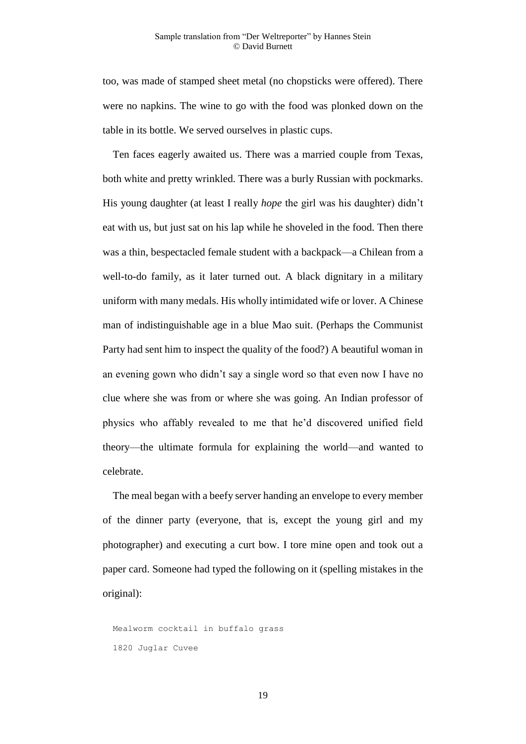too, was made of stamped sheet metal (no chopsticks were offered). There were no napkins. The wine to go with the food was plonked down on the table in its bottle. We served ourselves in plastic cups.

Ten faces eagerly awaited us. There was a married couple from Texas, both white and pretty wrinkled. There was a burly Russian with pockmarks. His young daughter (at least I really *hope* the girl was his daughter) didn't eat with us, but just sat on his lap while he shoveled in the food. Then there was a thin, bespectacled female student with a backpack—a Chilean from a well-to-do family, as it later turned out. A black dignitary in a military uniform with many medals. His wholly intimidated wife or lover. A Chinese man of indistinguishable age in a blue Mao suit. (Perhaps the Communist Party had sent him to inspect the quality of the food?) A beautiful woman in an evening gown who didn't say a single word so that even now I have no clue where she was from or where she was going. An Indian professor of physics who affably revealed to me that he'd discovered unified field theory—the ultimate formula for explaining the world—and wanted to celebrate.

The meal began with a beefy server handing an envelope to every member of the dinner party (everyone, that is, except the young girl and my photographer) and executing a curt bow. I tore mine open and took out a paper card. Someone had typed the following on it (spelling mistakes in the original):

```
Mealworm cocktail in buffalo grass
1820 Juglar Cuvee
```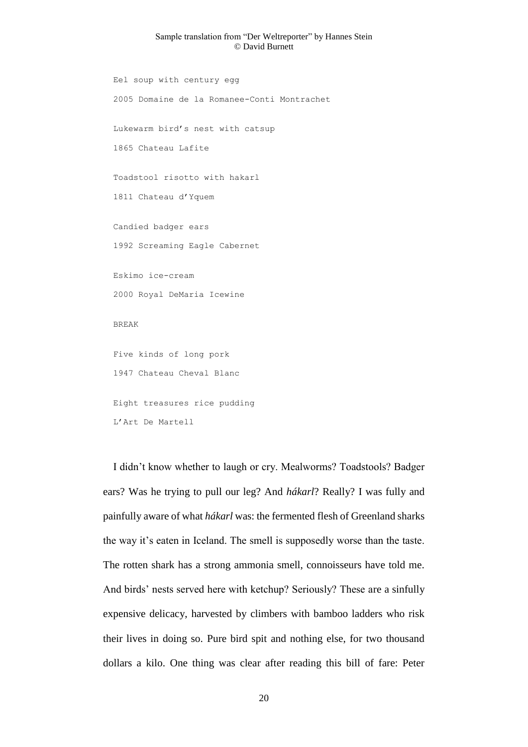```
Eel soup with century egg
2005 Domaine de la Romanee-Conti Montrachet

Lukewarm bird's nest with catsup
1865 Chateau Lafite

Toadstool risotto with hakarl
1811 Chateau d'Yquem

Candied badger ears
1992 Screaming Eagle Cabernet

Eskimo ice-cream
2000 Royal DeMaria Icewine

BREAK

Five kinds of long pork
1947 Chateau Cheval Blanc

Eight treasures rice pudding
L'Art De Martell
```

I didn't know whether to laugh or cry. Mealworms? Toadstools? Badger ears? Was he trying to pull our leg? And *hákarl*? Really? I was fully and painfully aware of what *hákarl* was: the fermented flesh of Greenland sharks the way it's eaten in Iceland. The smell is supposedly worse than the taste. The rotten shark has a strong ammonia smell, connoisseurs have told me. And birds' nests served here with ketchup? Seriously? These are a sinfully expensive delicacy, harvested by climbers with bamboo ladders who risk their lives in doing so. Pure bird spit and nothing else, for two thousand dollars a kilo. One thing was clear after reading this bill of fare: Peter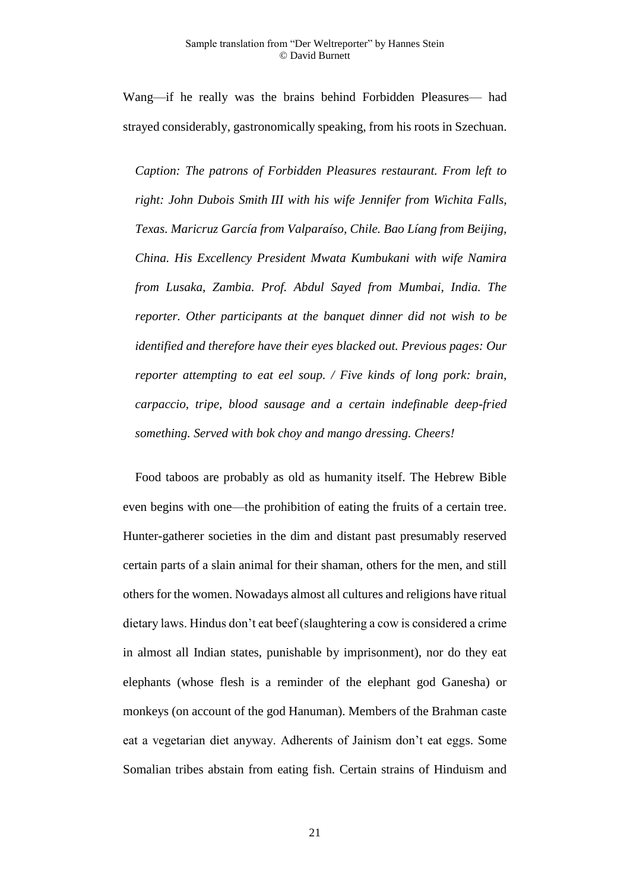Wang—if he really was the brains behind Forbidden Pleasures— had strayed considerably, gastronomically speaking, from his roots in Szechuan.

*Caption: The patrons of Forbidden Pleasures restaurant. From left to right: John Dubois Smith III with his wife Jennifer from Wichita Falls, Texas. Maricruz García from Valparaíso, Chile. Bao Líang from Beijing, China. His Excellency President Mwata Kumbukani with wife Namira from Lusaka, Zambia. Prof. Abdul Sayed from Mumbai, India. The reporter. Other participants at the banquet dinner did not wish to be identified and therefore have their eyes blacked out. Previous pages: Our reporter attempting to eat eel soup. / Five kinds of long pork: brain, carpaccio, tripe, blood sausage and a certain indefinable deep-fried something. Served with bok choy and mango dressing. Cheers!*

Food taboos are probably as old as humanity itself. The Hebrew Bible even begins with one—the prohibition of eating the fruits of a certain tree. Hunter-gatherer societies in the dim and distant past presumably reserved certain parts of a slain animal for their shaman, others for the men, and still others for the women. Nowadays almost all cultures and religions have ritual dietary laws. Hindus don't eat beef (slaughtering a cow is considered a crime in almost all Indian states, punishable by imprisonment), nor do they eat elephants (whose flesh is a reminder of the elephant god Ganesha) or monkeys (on account of the god Hanuman). Members of the Brahman caste eat a vegetarian diet anyway. Adherents of Jainism don't eat eggs. Some Somalian tribes abstain from eating fish. Certain strains of Hinduism and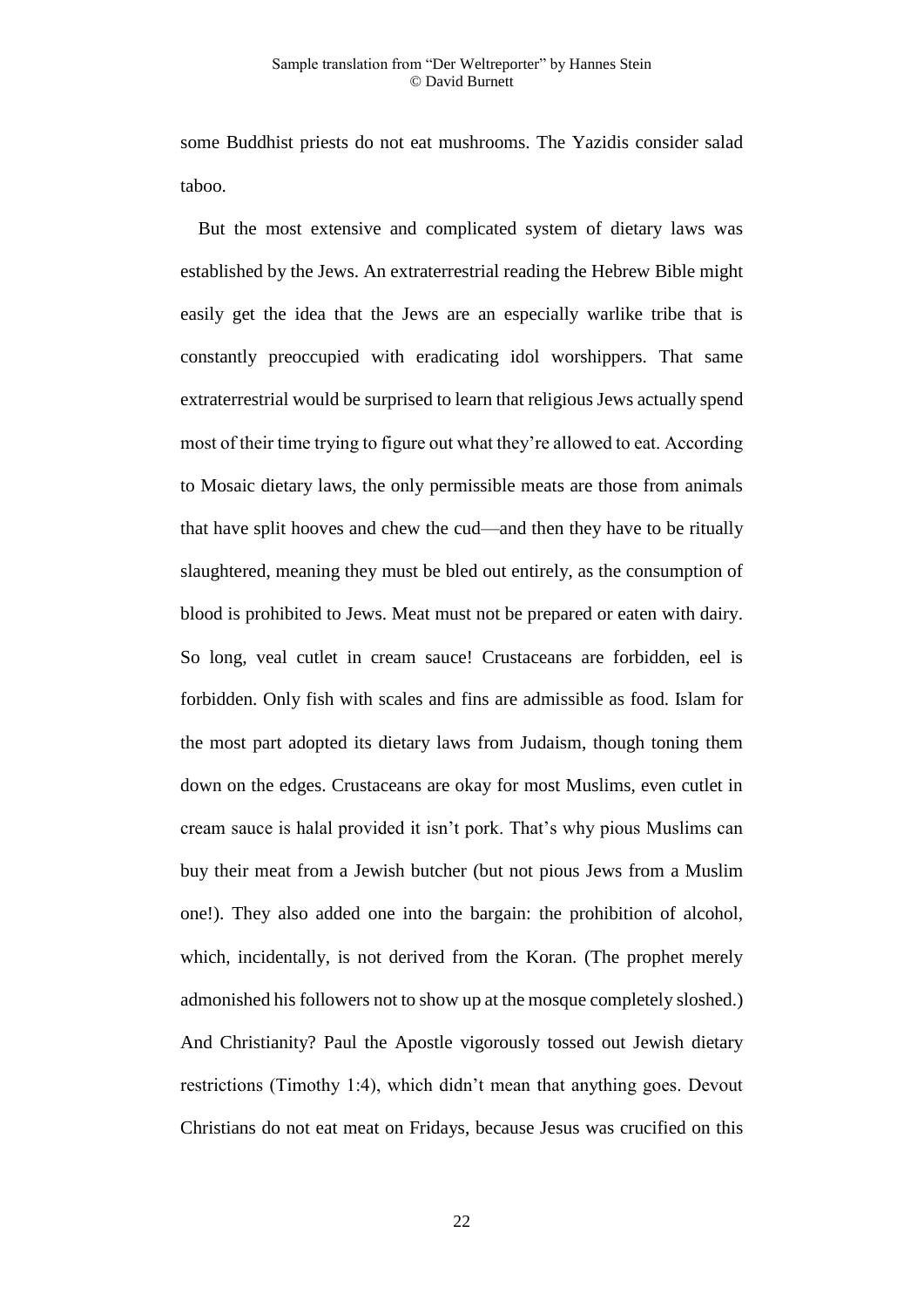some Buddhist priests do not eat mushrooms. The Yazidis consider salad taboo.

But the most extensive and complicated system of dietary laws was established by the Jews. An extraterrestrial reading the Hebrew Bible might easily get the idea that the Jews are an especially warlike tribe that is constantly preoccupied with eradicating idol worshippers. That same extraterrestrial would be surprised to learn that religious Jews actually spend most of their time trying to figure out what they're allowed to eat. According to Mosaic dietary laws, the only permissible meats are those from animals that have split hooves and chew the cud—and then they have to be ritually slaughtered, meaning they must be bled out entirely, as the consumption of blood is prohibited to Jews. Meat must not be prepared or eaten with dairy. So long, veal cutlet in cream sauce! Crustaceans are forbidden, eel is forbidden. Only fish with scales and fins are admissible as food. Islam for the most part adopted its dietary laws from Judaism, though toning them down on the edges. Crustaceans are okay for most Muslims, even cutlet in cream sauce is halal provided it isn't pork. That's why pious Muslims can buy their meat from a Jewish butcher (but not pious Jews from a Muslim one!). They also added one into the bargain: the prohibition of alcohol, which, incidentally, is not derived from the Koran. (The prophet merely admonished his followers not to show up at the mosque completely sloshed.) And Christianity? Paul the Apostle vigorously tossed out Jewish dietary restrictions (Timothy 1:4), which didn't mean that anything goes. Devout Christians do not eat meat on Fridays, because Jesus was crucified on this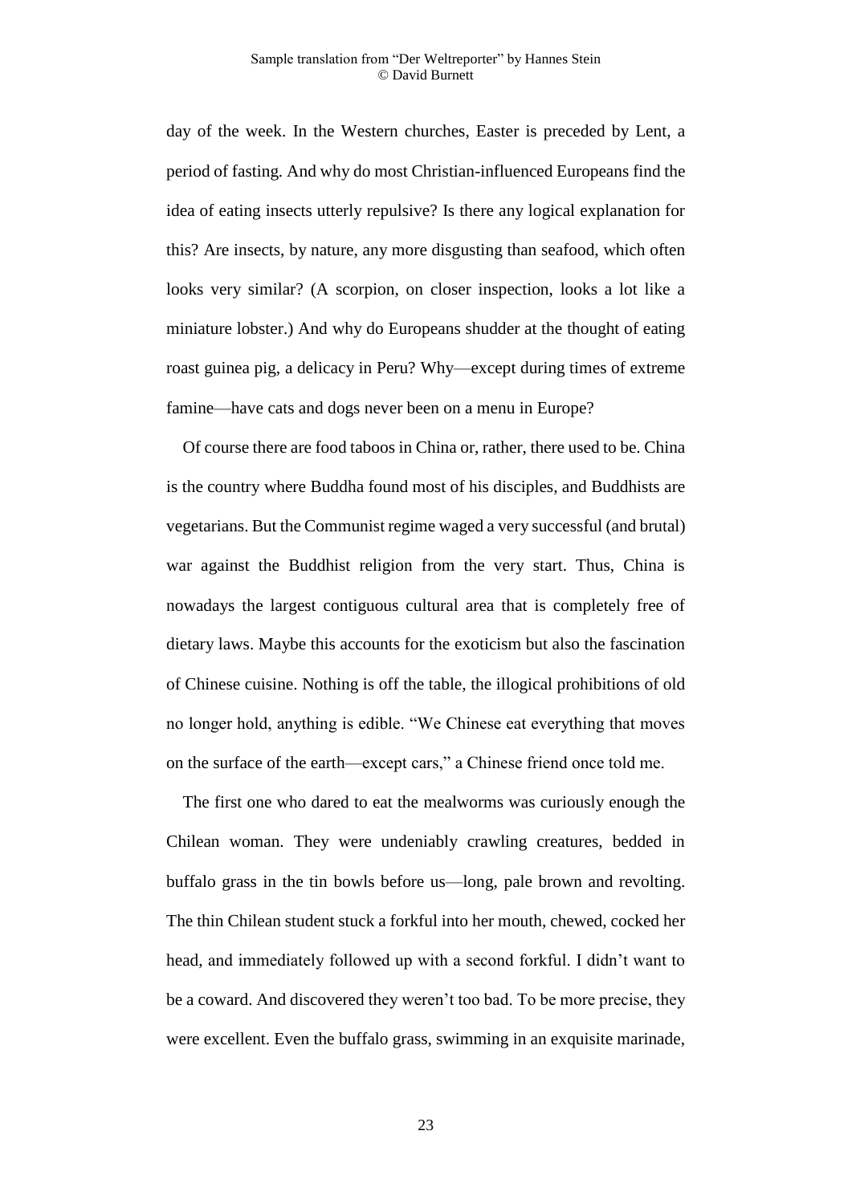day of the week. In the Western churches, Easter is preceded by Lent, a period of fasting. And why do most Christian-influenced Europeans find the idea of eating insects utterly repulsive? Is there any logical explanation for this? Are insects, by nature, any more disgusting than seafood, which often looks very similar? (A scorpion, on closer inspection, looks a lot like a miniature lobster.) And why do Europeans shudder at the thought of eating roast guinea pig, a delicacy in Peru? Why—except during times of extreme famine—have cats and dogs never been on a menu in Europe?

Of course there are food taboos in China or, rather, there used to be. China is the country where Buddha found most of his disciples, and Buddhists are vegetarians. But the Communist regime waged a very successful (and brutal) war against the Buddhist religion from the very start. Thus, China is nowadays the largest contiguous cultural area that is completely free of dietary laws. Maybe this accounts for the exoticism but also the fascination of Chinese cuisine. Nothing is off the table, the illogical prohibitions of old no longer hold, anything is edible. "We Chinese eat everything that moves on the surface of the earth—except cars," a Chinese friend once told me.

The first one who dared to eat the mealworms was curiously enough the Chilean woman. They were undeniably crawling creatures, bedded in buffalo grass in the tin bowls before us—long, pale brown and revolting. The thin Chilean student stuck a forkful into her mouth, chewed, cocked her head, and immediately followed up with a second forkful. I didn't want to be a coward. And discovered they weren't too bad. To be more precise, they were excellent. Even the buffalo grass, swimming in an exquisite marinade,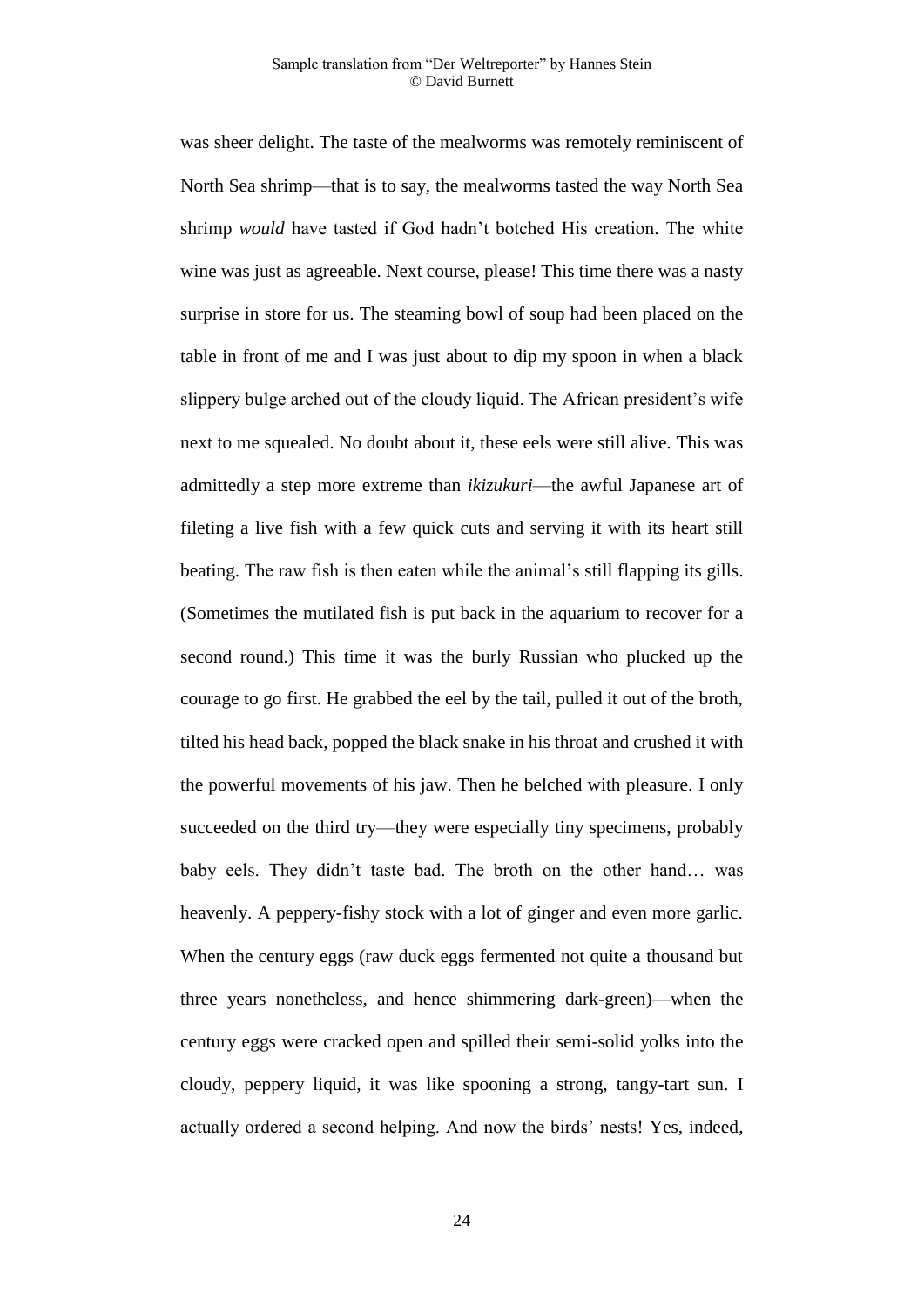was sheer delight. The taste of the mealworms was remotely reminiscent of North Sea shrimp—that is to say, the mealworms tasted the way North Sea shrimp *would* have tasted if God hadn't botched His creation. The white wine was just as agreeable. Next course, please! This time there was a nasty surprise in store for us. The steaming bowl of soup had been placed on the table in front of me and I was just about to dip my spoon in when a black slippery bulge arched out of the cloudy liquid. The African president's wife next to me squealed. No doubt about it, these eels were still alive. This was admittedly a step more extreme than *ikizukuri*—the awful Japanese art of fileting a live fish with a few quick cuts and serving it with its heart still beating. The raw fish is then eaten while the animal's still flapping its gills. (Sometimes the mutilated fish is put back in the aquarium to recover for a second round.) This time it was the burly Russian who plucked up the courage to go first. He grabbed the eel by the tail, pulled it out of the broth, tilted his head back, popped the black snake in his throat and crushed it with the powerful movements of his jaw. Then he belched with pleasure. I only succeeded on the third try—they were especially tiny specimens, probably baby eels. They didn't taste bad. The broth on the other hand… was heavenly. A peppery-fishy stock with a lot of ginger and even more garlic. When the century eggs (raw duck eggs fermented not quite a thousand but three years nonetheless, and hence shimmering dark-green)—when the century eggs were cracked open and spilled their semi-solid yolks into the cloudy, peppery liquid, it was like spooning a strong, tangy-tart sun. I actually ordered a second helping. And now the birds' nests! Yes, indeed,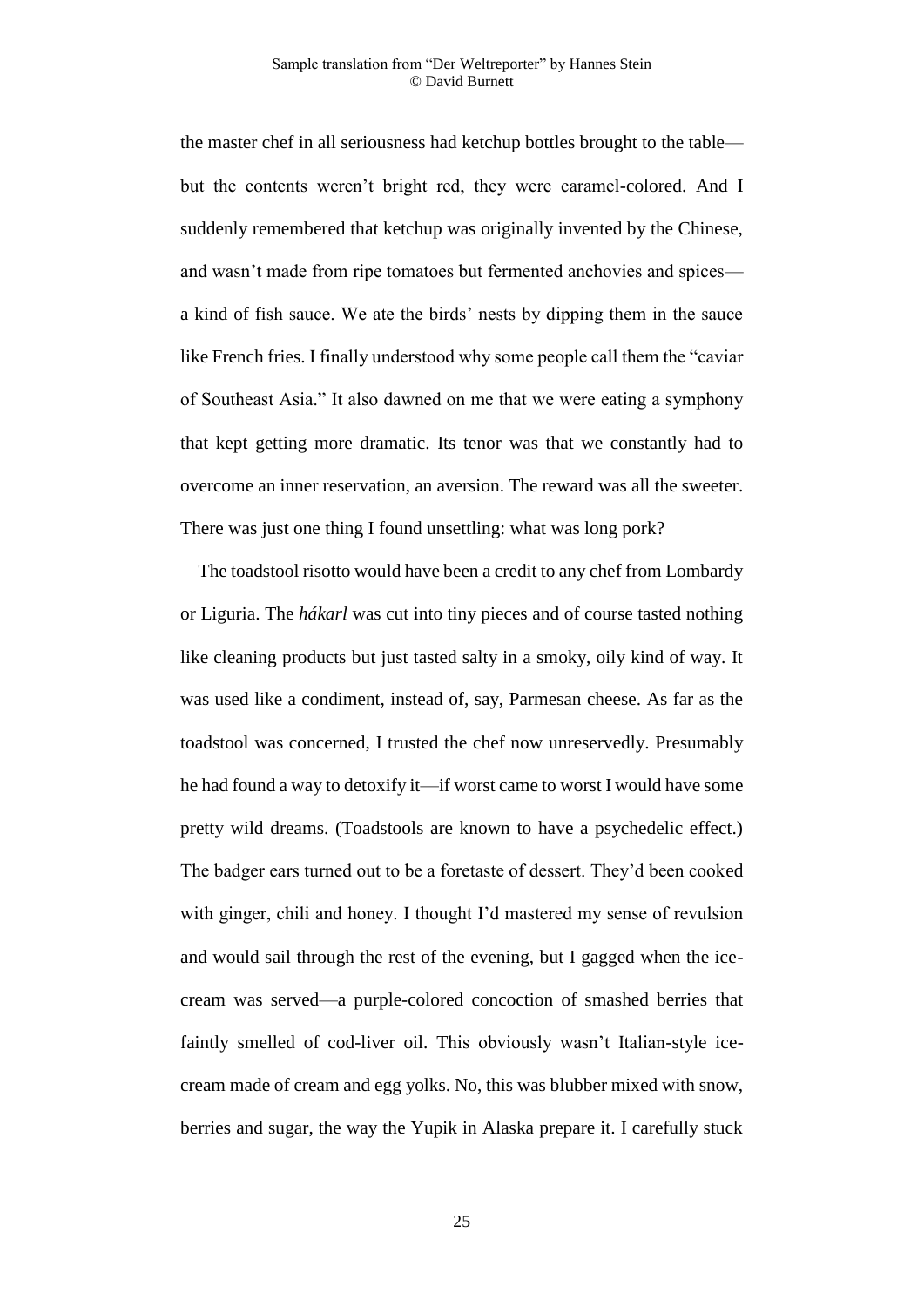the master chef in all seriousness had ketchup bottles brought to the table—but the contents weren't bright red, they were caramel-colored. And I suddenly remembered that ketchup was originally invented by the Chinese, and wasn't made from ripe tomatoes but fermented anchovies and spices—a kind of fish sauce. We ate the birds' nests by dipping them in the sauce like French fries. I finally understood why some people call them the "caviar of Southeast Asia." It also dawned on me that we were eating a symphony that kept getting more dramatic. Its tenor was that we constantly had to overcome an inner reservation, an aversion. The reward was all the sweeter. There was just one thing I found unsettling: what was long pork?

The toadstool risotto would have been a credit to any chef from Lombardy or Liguria. The *hákarl* was cut into tiny pieces and of course tasted nothing like cleaning products but just tasted salty in a smoky, oily kind of way. It was used like a condiment, instead of, say, Parmesan cheese. As far as the toadstool was concerned, I trusted the chef now unreservedly. Presumably he had found a way to detoxify it—if worst came to worst I would have some pretty wild dreams. (Toadstools are known to have a psychedelic effect.) The badger ears turned out to be a foretaste of dessert. They'd been cooked with ginger, chili and honey. I thought I'd mastered my sense of revulsion and would sail through the rest of the evening, but I gagged when the ice-cream was served—a purple-colored concoction of smashed berries that faintly smelled of cod-liver oil. This obviously wasn't Italian-style ice-cream made of cream and egg yolks. No, this was blubber mixed with snow, berries and sugar, the way the Yupik in Alaska prepare it. I carefully stuck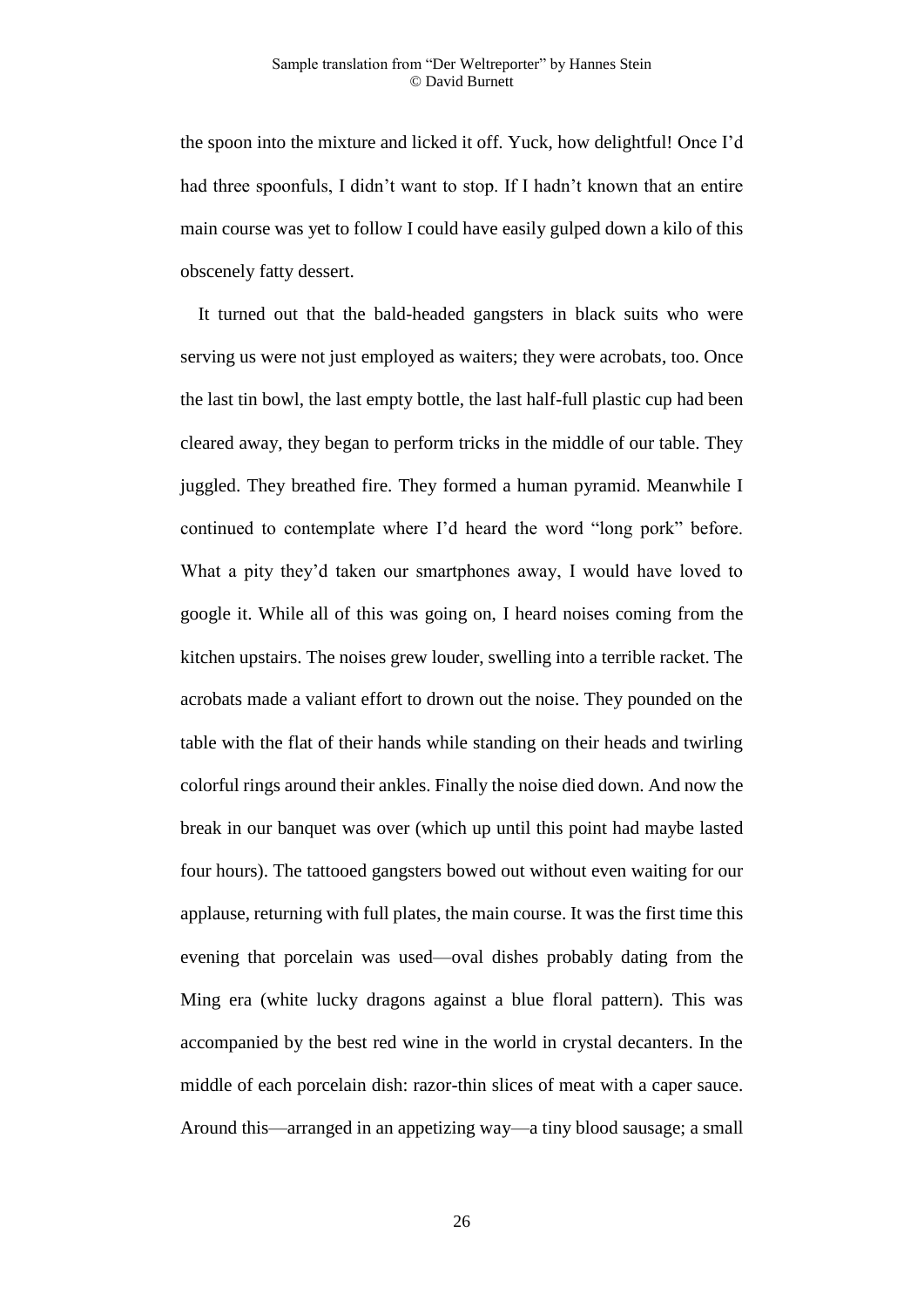the spoon into the mixture and licked it off. Yuck, how delightful! Once I'd had three spoonfuls, I didn't want to stop. If I hadn't known that an entire main course was yet to follow I could have easily gulped down a kilo of this obscenely fatty dessert.

It turned out that the bald-headed gangsters in black suits who were serving us were not just employed as waiters; they were acrobats, too. Once the last tin bowl, the last empty bottle, the last half-full plastic cup had been cleared away, they began to perform tricks in the middle of our table. They juggled. They breathed fire. They formed a human pyramid. Meanwhile I continued to contemplate where I'd heard the word "long pork" before. What a pity they'd taken our smartphones away, I would have loved to google it. While all of this was going on, I heard noises coming from the kitchen upstairs. The noises grew louder, swelling into a terrible racket. The acrobats made a valiant effort to drown out the noise. They pounded on the table with the flat of their hands while standing on their heads and twirling colorful rings around their ankles. Finally the noise died down. And now the break in our banquet was over (which up until this point had maybe lasted four hours). The tattooed gangsters bowed out without even waiting for our applause, returning with full plates, the main course. It was the first time this evening that porcelain was used—oval dishes probably dating from the Ming era (white lucky dragons against a blue floral pattern). This was accompanied by the best red wine in the world in crystal decanters. In the middle of each porcelain dish: razor-thin slices of meat with a caper sauce. Around this—arranged in an appetizing way—a tiny blood sausage; a small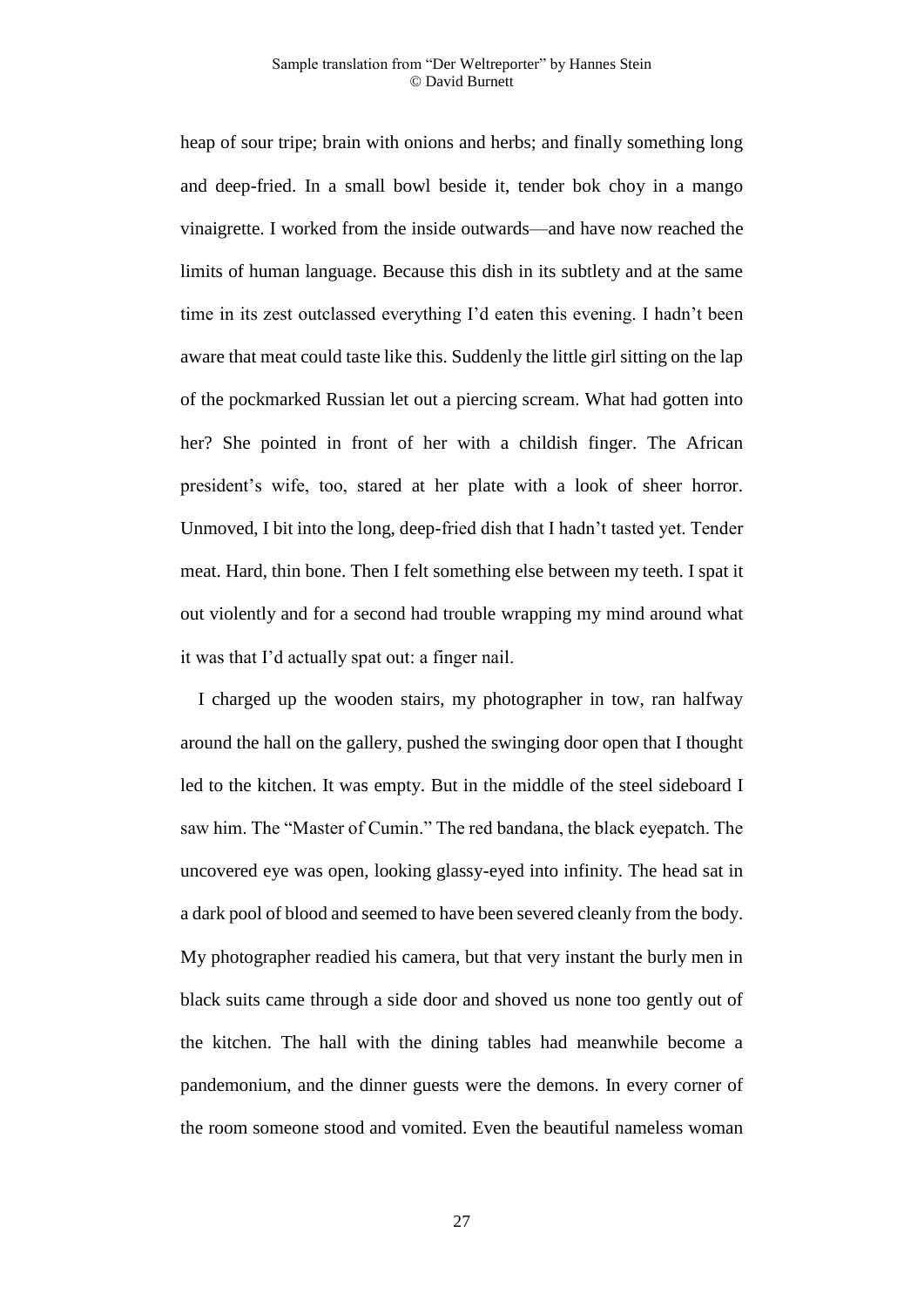heap of sour tripe; brain with onions and herbs; and finally something long and deep-fried. In a small bowl beside it, tender bok choy in a mango vinaigrette. I worked from the inside outwards—and have now reached the limits of human language. Because this dish in its subtlety and at the same time in its zest outclassed everything I'd eaten this evening. I hadn't been aware that meat could taste like this. Suddenly the little girl sitting on the lap of the pockmarked Russian let out a piercing scream. What had gotten into her? She pointed in front of her with a childish finger. The African president's wife, too, stared at her plate with a look of sheer horror. Unmoved, I bit into the long, deep-fried dish that I hadn't tasted yet. Tender meat. Hard, thin bone. Then I felt something else between my teeth. I spat it out violently and for a second had trouble wrapping my mind around what it was that I'd actually spat out: a finger nail.

I charged up the wooden stairs, my photographer in tow, ran halfway around the hall on the gallery, pushed the swinging door open that I thought led to the kitchen. It was empty. But in the middle of the steel sideboard I saw him. The "Master of Cumin." The red bandana, the black eyepatch. The uncovered eye was open, looking glassy-eyed into infinity. The head sat in a dark pool of blood and seemed to have been severed cleanly from the body. My photographer readied his camera, but that very instant the burly men in black suits came through a side door and shoved us none too gently out of the kitchen. The hall with the dining tables had meanwhile become a pandemonium, and the dinner guests were the demons. In every corner of the room someone stood and vomited. Even the beautiful nameless woman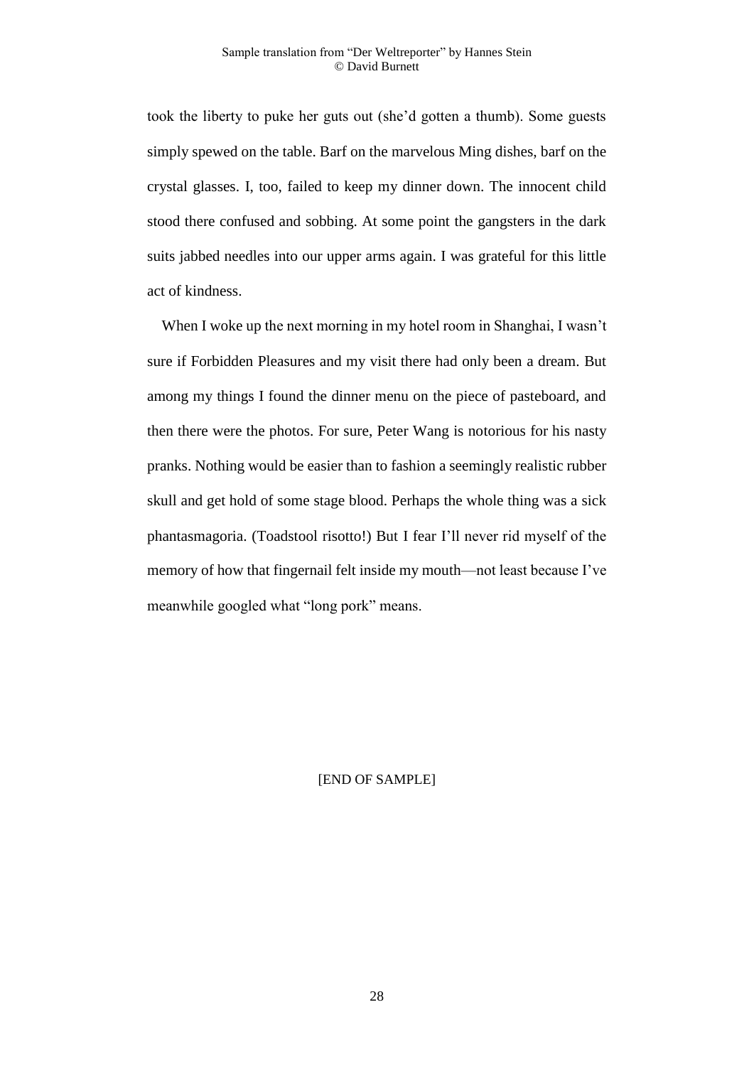took the liberty to puke her guts out (she'd gotten a thumb). Some guests simply spewed on the table. Barf on the marvelous Ming dishes, barf on the crystal glasses. I, too, failed to keep my dinner down. The innocent child stood there confused and sobbing. At some point the gangsters in the dark suits jabbed needles into our upper arms again. I was grateful for this little act of kindness.

When I woke up the next morning in my hotel room in Shanghai, I wasn't sure if Forbidden Pleasures and my visit there had only been a dream. But among my things I found the dinner menu on the piece of pasteboard, and then there were the photos. For sure, Peter Wang is notorious for his nasty pranks. Nothing would be easier than to fashion a seemingly realistic rubber skull and get hold of some stage blood. Perhaps the whole thing was a sick phantasmagoria. (Toadstool risotto!) But I fear I'll never rid myself of the memory of how that fingernail felt inside my mouth—not least because I've meanwhile googled what "long pork" means.

[END OF SAMPLE]